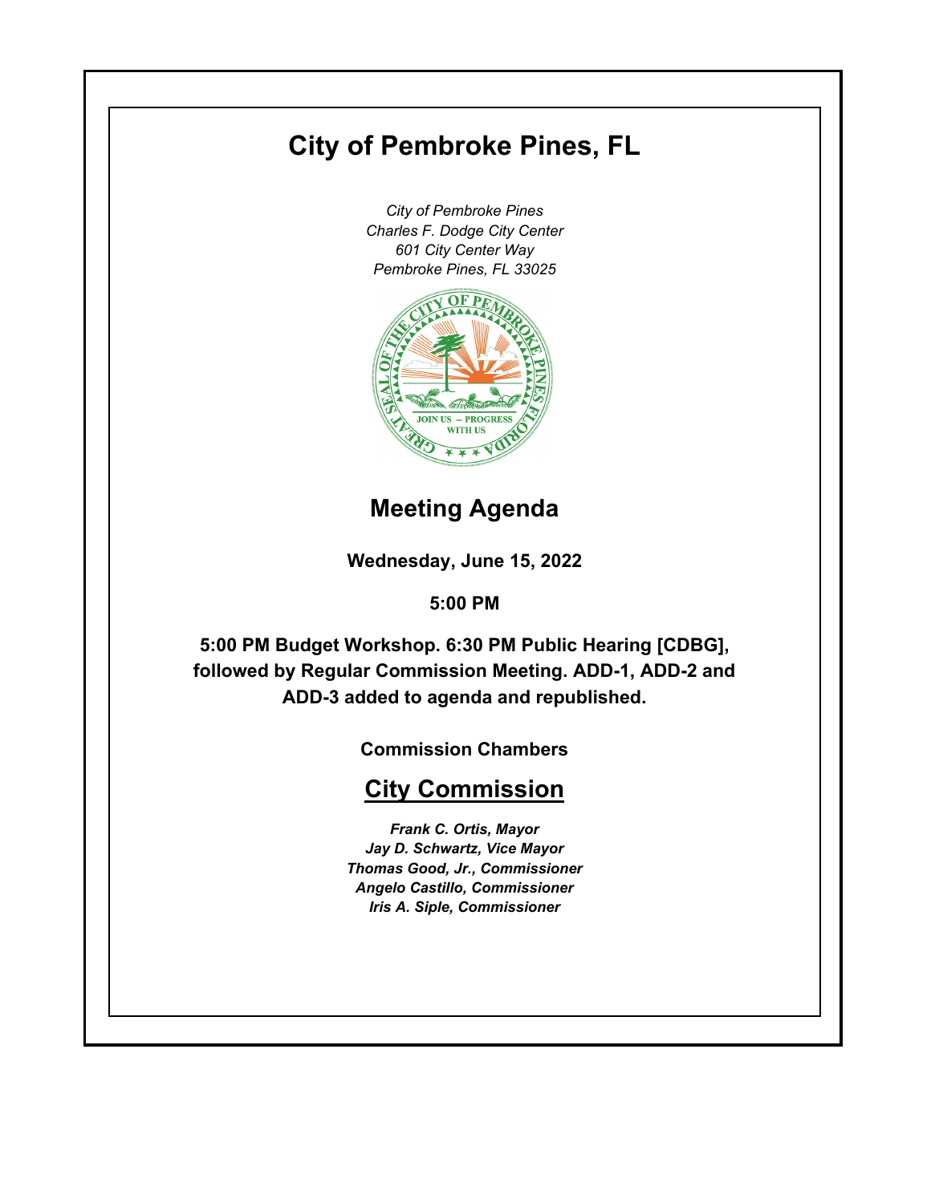# City of Pembroke Pines, FL

*City of Pembroke Pines*
*Charles F. Dodge City Center*
*601 City Center Way*
*Pembroke Pines, FL 33025*

## Meeting Agenda

**Wednesday, June 15, 2022**

**5:00 PM**

**5:00 PM Budget Workshop. 6:30 PM Public Hearing [CDBG], followed by Regular Commission Meeting. ADD-1, ADD-2 and ADD-3 added to agenda and republished.**

**Commission Chambers**

## City Commission

***Frank C. Ortis, Mayor***
***Jay D. Schwartz, Vice Mayor***
***Thomas Good, Jr., Commissioner***
***Angelo Castillo, Commissioner***
***Iris A. Siple, Commissioner***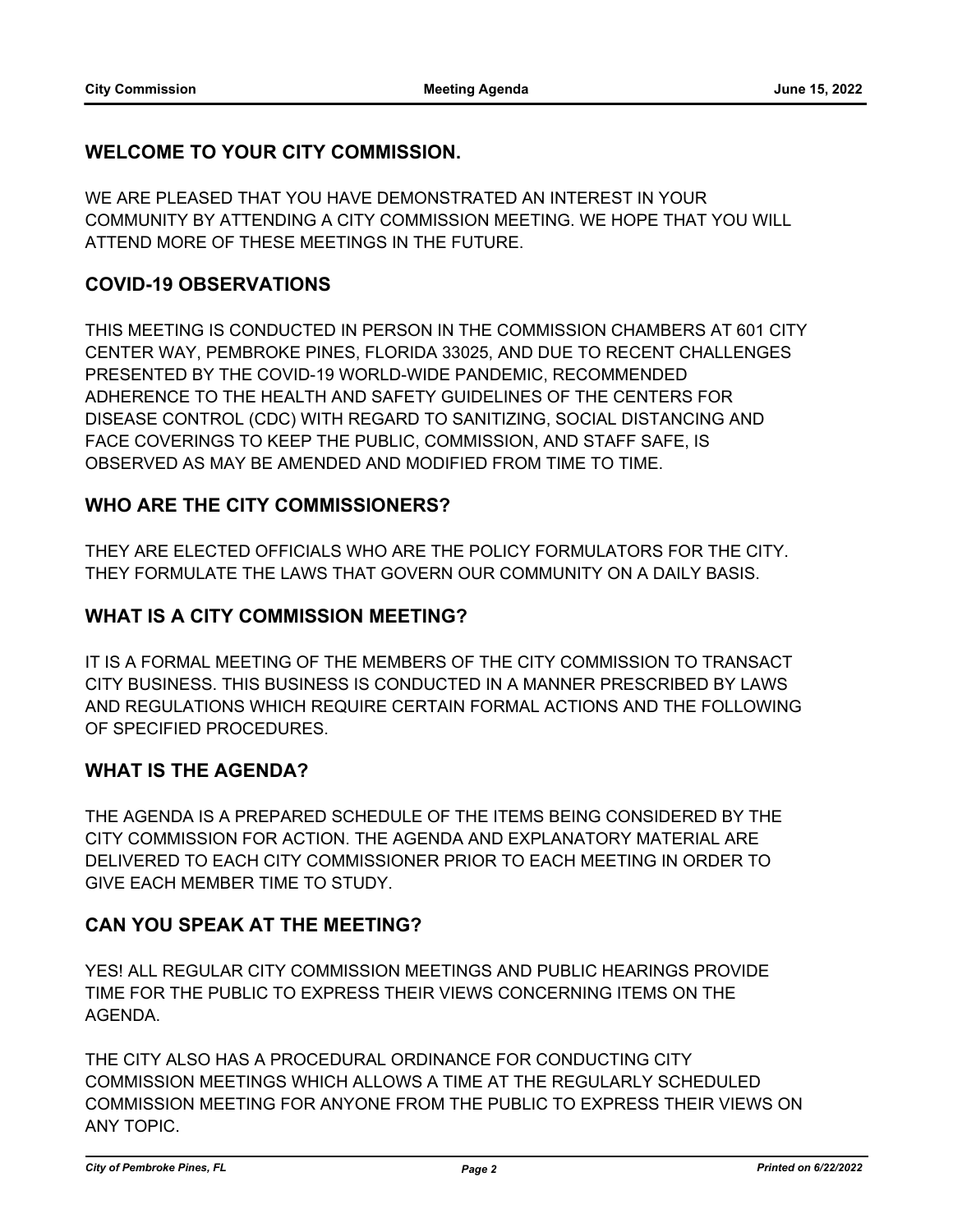## WELCOME TO YOUR CITY COMMISSION.

WE ARE PLEASED THAT YOU HAVE DEMONSTRATED AN INTEREST IN YOUR COMMUNITY BY ATTENDING A CITY COMMISSION MEETING. WE HOPE THAT YOU WILL ATTEND MORE OF THESE MEETINGS IN THE FUTURE.

## COVID-19 OBSERVATIONS

THIS MEETING IS CONDUCTED IN PERSON IN THE COMMISSION CHAMBERS AT 601 CITY CENTER WAY, PEMBROKE PINES, FLORIDA 33025, AND DUE TO RECENT CHALLENGES PRESENTED BY THE COVID-19 WORLD-WIDE PANDEMIC, RECOMMENDED ADHERENCE TO THE HEALTH AND SAFETY GUIDELINES OF THE CENTERS FOR DISEASE CONTROL (CDC) WITH REGARD TO SANITIZING, SOCIAL DISTANCING AND FACE COVERINGS TO KEEP THE PUBLIC, COMMISSION, AND STAFF SAFE, IS OBSERVED AS MAY BE AMENDED AND MODIFIED FROM TIME TO TIME.

## WHO ARE THE CITY COMMISSIONERS?

THEY ARE ELECTED OFFICIALS WHO ARE THE POLICY FORMULATORS FOR THE CITY. THEY FORMULATE THE LAWS THAT GOVERN OUR COMMUNITY ON A DAILY BASIS.

## WHAT IS A CITY COMMISSION MEETING?

IT IS A FORMAL MEETING OF THE MEMBERS OF THE CITY COMMISSION TO TRANSACT CITY BUSINESS. THIS BUSINESS IS CONDUCTED IN A MANNER PRESCRIBED BY LAWS AND REGULATIONS WHICH REQUIRE CERTAIN FORMAL ACTIONS AND THE FOLLOWING OF SPECIFIED PROCEDURES.

## WHAT IS THE AGENDA?

THE AGENDA IS A PREPARED SCHEDULE OF THE ITEMS BEING CONSIDERED BY THE CITY COMMISSION FOR ACTION. THE AGENDA AND EXPLANATORY MATERIAL ARE DELIVERED TO EACH CITY COMMISSIONER PRIOR TO EACH MEETING IN ORDER TO GIVE EACH MEMBER TIME TO STUDY.

## CAN YOU SPEAK AT THE MEETING?

YES! ALL REGULAR CITY COMMISSION MEETINGS AND PUBLIC HEARINGS PROVIDE TIME FOR THE PUBLIC TO EXPRESS THEIR VIEWS CONCERNING ITEMS ON THE AGENDA.

THE CITY ALSO HAS A PROCEDURAL ORDINANCE FOR CONDUCTING CITY COMMISSION MEETINGS WHICH ALLOWS A TIME AT THE REGULARLY SCHEDULED COMMISSION MEETING FOR ANYONE FROM THE PUBLIC TO EXPRESS THEIR VIEWS ON ANY TOPIC.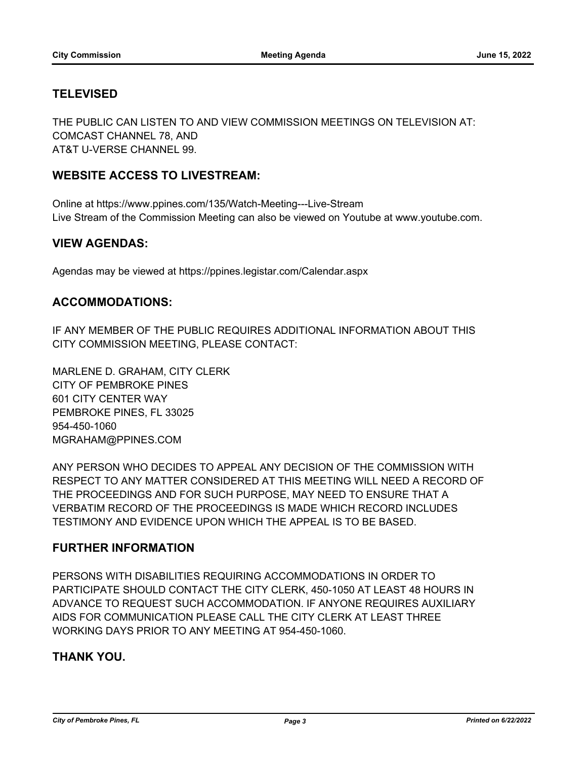## TELEVISED

THE PUBLIC CAN LISTEN TO AND VIEW COMMISSION MEETINGS ON TELEVISION AT:
COMCAST CHANNEL 78, AND
AT&T U-VERSE CHANNEL 99.

## WEBSITE ACCESS TO LIVESTREAM:

Online at https://www.ppines.com/135/Watch-Meeting---Live-Stream
Live Stream of the Commission Meeting can also be viewed on Youtube at www.youtube.com.

## VIEW AGENDAS:

Agendas may be viewed at https://ppines.legistar.com/Calendar.aspx

## ACCOMMODATIONS:

IF ANY MEMBER OF THE PUBLIC REQUIRES ADDITIONAL INFORMATION ABOUT THIS CITY COMMISSION MEETING, PLEASE CONTACT:

MARLENE D. GRAHAM, CITY CLERK
CITY OF PEMBROKE PINES
601 CITY CENTER WAY
PEMBROKE PINES, FL 33025
954-450-1060
MGRAHAM@PPINES.COM

ANY PERSON WHO DECIDES TO APPEAL ANY DECISION OF THE COMMISSION WITH RESPECT TO ANY MATTER CONSIDERED AT THIS MEETING WILL NEED A RECORD OF THE PROCEEDINGS AND FOR SUCH PURPOSE, MAY NEED TO ENSURE THAT A VERBATIM RECORD OF THE PROCEEDINGS IS MADE WHICH RECORD INCLUDES TESTIMONY AND EVIDENCE UPON WHICH THE APPEAL IS TO BE BASED.

## FURTHER INFORMATION

PERSONS WITH DISABILITIES REQUIRING ACCOMMODATIONS IN ORDER TO PARTICIPATE SHOULD CONTACT THE CITY CLERK, 450-1050 AT LEAST 48 HOURS IN ADVANCE TO REQUEST SUCH ACCOMMODATION. IF ANYONE REQUIRES AUXILIARY AIDS FOR COMMUNICATION PLEASE CALL THE CITY CLERK AT LEAST THREE WORKING DAYS PRIOR TO ANY MEETING AT 954-450-1060.

## THANK YOU.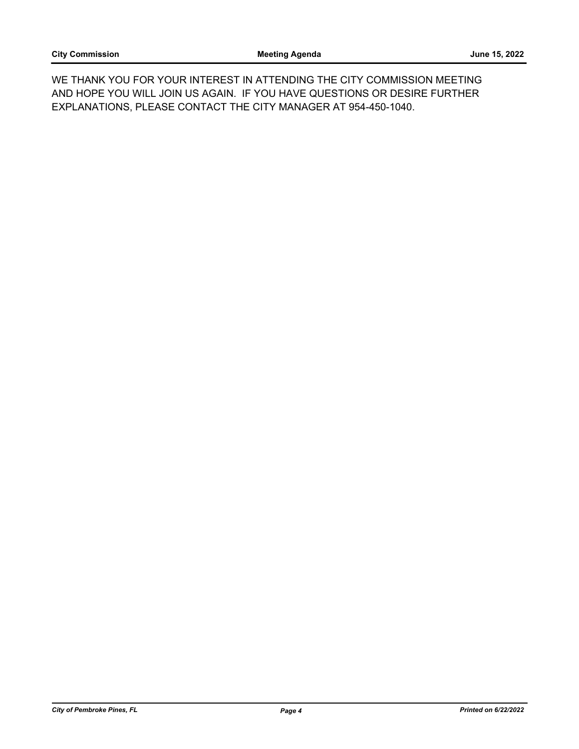WE THANK YOU FOR YOUR INTEREST IN ATTENDING THE CITY COMMISSION MEETING AND HOPE YOU WILL JOIN US AGAIN. IF YOU HAVE QUESTIONS OR DESIRE FURTHER EXPLANATIONS, PLEASE CONTACT THE CITY MANAGER AT 954-450-1040.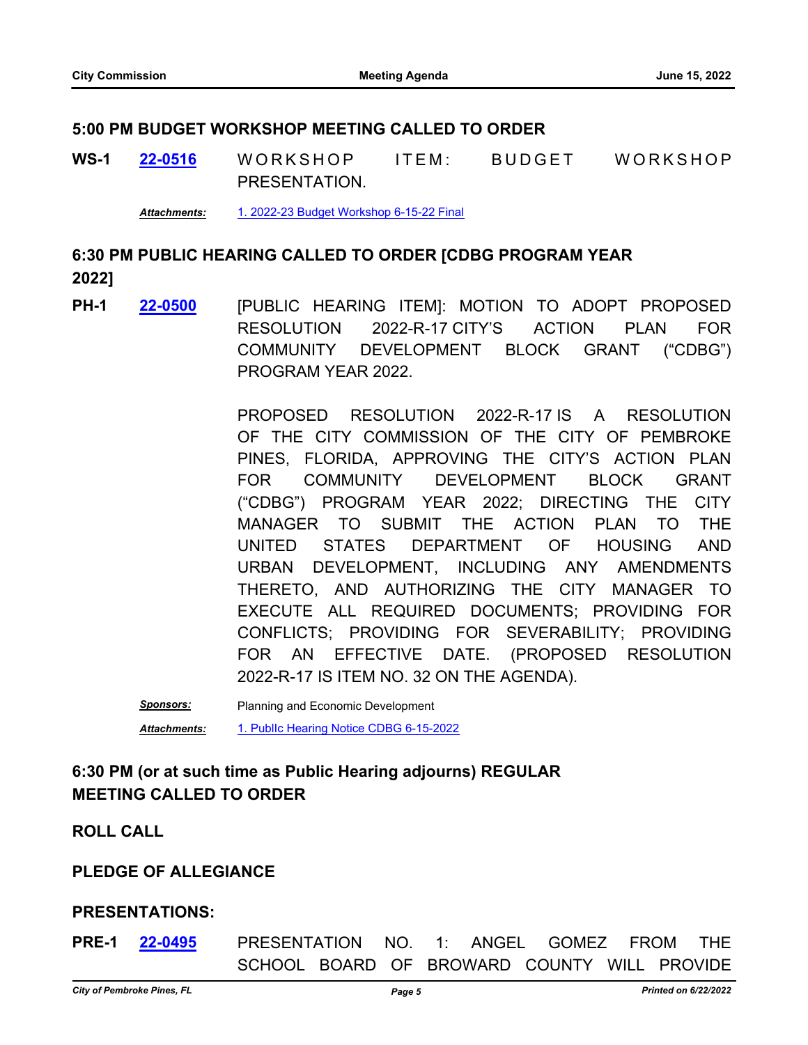## 5:00 PM BUDGET WORKSHOP MEETING CALLED TO ORDER

**WS-1** **22-0516** WORKSHOP ITEM: BUDGET WORKSHOP PRESENTATION.

***Attachments:*** 1. 2022-23 Budget Workshop 6-15-22 Final

## 6:30 PM PUBLIC HEARING CALLED TO ORDER [CDBG PROGRAM YEAR 2022]

**PH-1** **22-0500** [PUBLIC HEARING ITEM]: MOTION TO ADOPT PROPOSED RESOLUTION 2022-R-17 CITY'S ACTION PLAN FOR COMMUNITY DEVELOPMENT BLOCK GRANT ("CDBG") PROGRAM YEAR 2022.

PROPOSED RESOLUTION 2022-R-17 IS A RESOLUTION OF THE CITY COMMISSION OF THE CITY OF PEMBROKE PINES, FLORIDA, APPROVING THE CITY'S ACTION PLAN FOR COMMUNITY DEVELOPMENT BLOCK GRANT ("CDBG") PROGRAM YEAR 2022; DIRECTING THE CITY MANAGER TO SUBMIT THE ACTION PLAN TO THE UNITED STATES DEPARTMENT OF HOUSING AND URBAN DEVELOPMENT, INCLUDING ANY AMENDMENTS THERETO, AND AUTHORIZING THE CITY MANAGER TO EXECUTE ALL REQUIRED DOCUMENTS; PROVIDING FOR CONFLICTS; PROVIDING FOR SEVERABILITY; PROVIDING FOR AN EFFECTIVE DATE. (PROPOSED RESOLUTION 2022-R-17 IS ITEM NO. 32 ON THE AGENDA).

***Sponsors:*** Planning and Economic Development

***Attachments:*** 1. Publlc Hearing Notice CDBG 6-15-2022

## 6:30 PM (or at such time as Public Hearing adjourns) REGULAR MEETING CALLED TO ORDER

## ROLL CALL

## PLEDGE OF ALLEGIANCE

## PRESENTATIONS:

**PRE-1** **22-0495** PRESENTATION NO. 1: ANGEL GOMEZ FROM THE SCHOOL BOARD OF BROWARD COUNTY WILL PROVIDE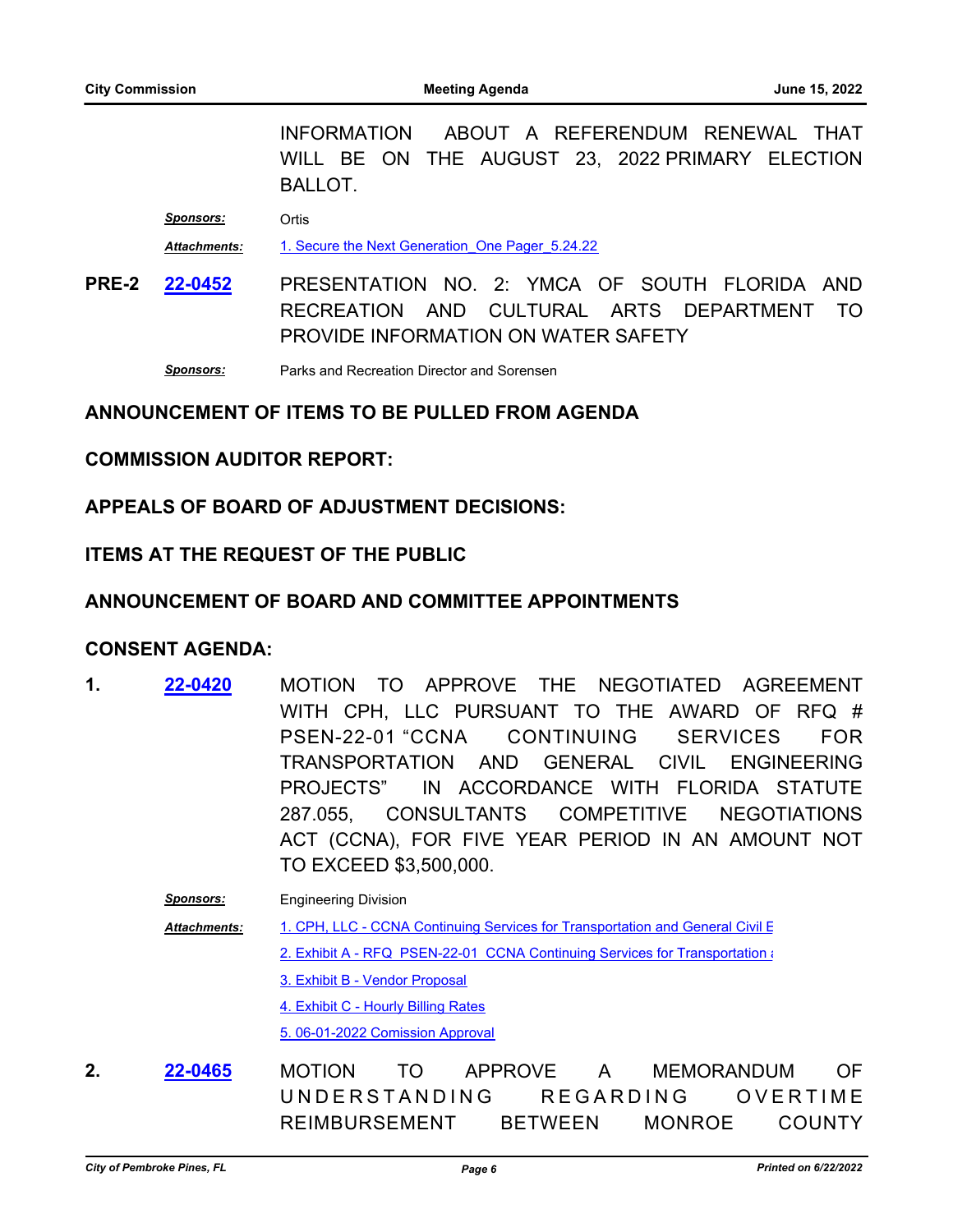INFORMATION ABOUT A REFERENDUM RENEWAL THAT WILL BE ON THE AUGUST 23, 2022 PRIMARY ELECTION BALLOT.

***Sponsors:*** Ortis

***Attachments:*** 1. Secure the Next Generation_One Pager_5.24.22

**PRE-2** **22-0452** PRESENTATION NO. 2: YMCA OF SOUTH FLORIDA AND RECREATION AND CULTURAL ARTS DEPARTMENT TO PROVIDE INFORMATION ON WATER SAFETY

***Sponsors:*** Parks and Recreation Director and Sorensen

## ANNOUNCEMENT OF ITEMS TO BE PULLED FROM AGENDA

## COMMISSION AUDITOR REPORT:

## APPEALS OF BOARD OF ADJUSTMENT DECISIONS:

## ITEMS AT THE REQUEST OF THE PUBLIC

## ANNOUNCEMENT OF BOARD AND COMMITTEE APPOINTMENTS

## CONSENT AGENDA:

**1.** **22-0420** MOTION TO APPROVE THE NEGOTIATED AGREEMENT WITH CPH, LLC PURSUANT TO THE AWARD OF RFQ # PSEN-22-01 “CCNA CONTINUING SERVICES FOR TRANSPORTATION AND GENERAL CIVIL ENGINEERING PROJECTS” IN ACCORDANCE WITH FLORIDA STATUTE 287.055, CONSULTANTS COMPETITIVE NEGOTIATIONS ACT (CCNA), FOR FIVE YEAR PERIOD IN AN AMOUNT NOT TO EXCEED $3,500,000.

***Sponsors:*** Engineering Division

***Attachments:***
1. CPH, LLC - CCNA Continuing Services for Transportation and General Civil E
2. Exhibit A - RFQ PSEN-22-01 CCNA Continuing Services for Transportation a
3. Exhibit B - Vendor Proposal
4. Exhibit C - Hourly Billing Rates
5. 06-01-2022 Comission Approval

**2.** **22-0465** MOTION TO APPROVE A MEMORANDUM OF UNDERSTANDING REGARDING OVERTIME REIMBURSEMENT BETWEEN MONROE COUNTY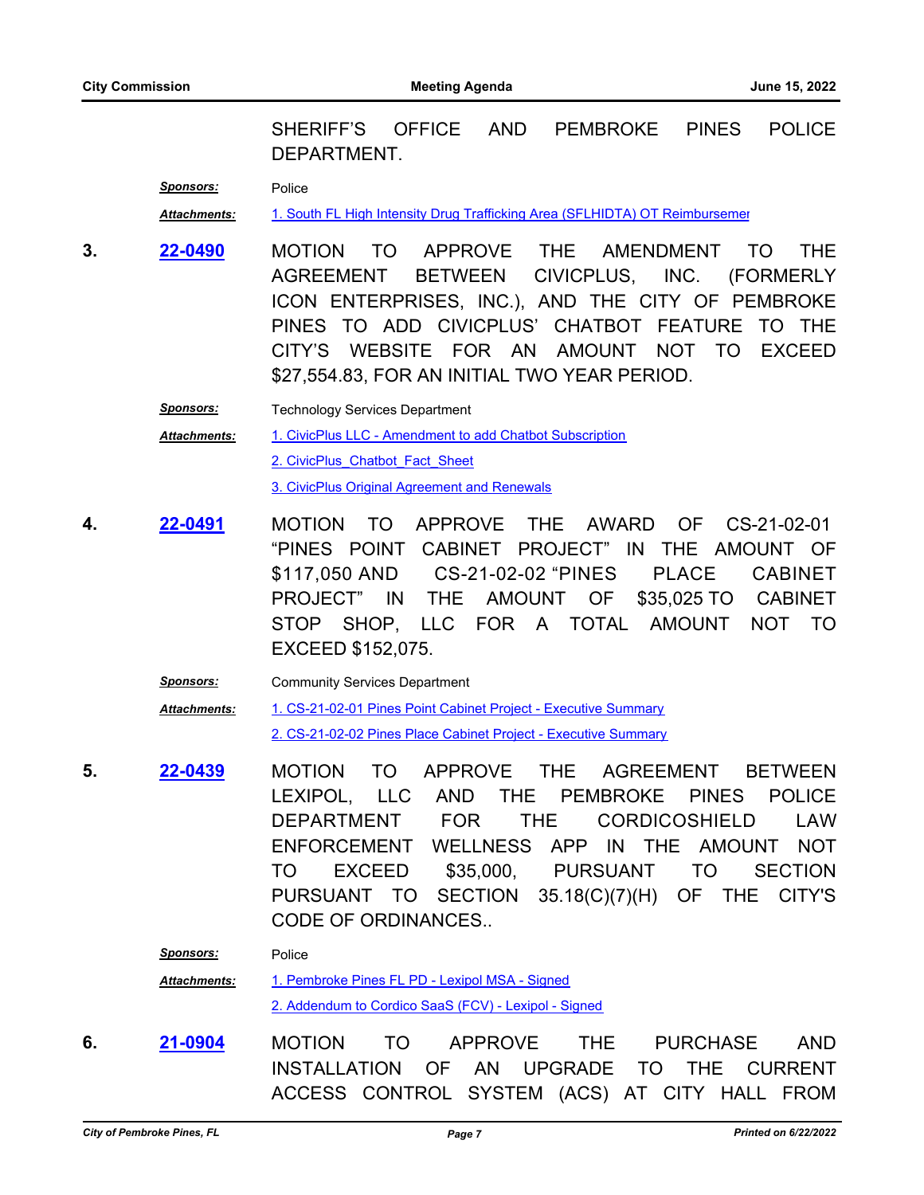SHERIFF'S OFFICE AND PEMBROKE PINES POLICE DEPARTMENT.

***Sponsors:*** Police

***Attachments:*** 1. South FL High Intensity Drug Trafficking Area (SFLHIDTA) OT Reimbursemer

**3.** **22-0490** MOTION TO APPROVE THE AMENDMENT TO THE AGREEMENT BETWEEN CIVICPLUS, INC. (FORMERLY ICON ENTERPRISES, INC.), AND THE CITY OF PEMBROKE PINES TO ADD CIVICPLUS' CHATBOT FEATURE TO THE CITY'S WEBSITE FOR AN AMOUNT NOT TO EXCEED $27,554.83, FOR AN INITIAL TWO YEAR PERIOD.

***Sponsors:*** Technology Services Department

***Attachments:*** 1. CivicPlus LLC - Amendment to add Chatbot Subscription

2. CivicPlus_Chatbot_Fact_Sheet

3. CivicPlus Original Agreement and Renewals

**4.** **22-0491** MOTION TO APPROVE THE AWARD OF CS-21-02-01 "PINES POINT CABINET PROJECT" IN THE AMOUNT OF $117,050 AND CS-21-02-02 "PINES PLACE CABINET PROJECT" IN THE AMOUNT OF $35,025 TO CABINET STOP SHOP, LLC FOR A TOTAL AMOUNT NOT TO EXCEED $152,075.

***Sponsors:*** Community Services Department

***Attachments:*** 1. CS-21-02-01 Pines Point Cabinet Project - Executive Summary

2. CS-21-02-02 Pines Place Cabinet Project - Executive Summary

**5.** **22-0439** MOTION TO APPROVE THE AGREEMENT BETWEEN LEXIPOL, LLC AND THE PEMBROKE PINES POLICE DEPARTMENT FOR THE CORDICOSHIELD LAW ENFORCEMENT WELLNESS APP IN THE AMOUNT NOT TO EXCEED $35,000, PURSUANT TO SECTION PURSUANT TO SECTION 35.18(C)(7)(H) OF THE CITY'S CODE OF ORDINANCES..

***Sponsors:*** Police

***Attachments:*** 1. Pembroke Pines FL PD - Lexipol MSA - Signed

2. Addendum to Cordico SaaS (FCV) - Lexipol - Signed

**6.** **21-0904** MOTION TO APPROVE THE PURCHASE AND INSTALLATION OF AN UPGRADE TO THE CURRENT ACCESS CONTROL SYSTEM (ACS) AT CITY HALL FROM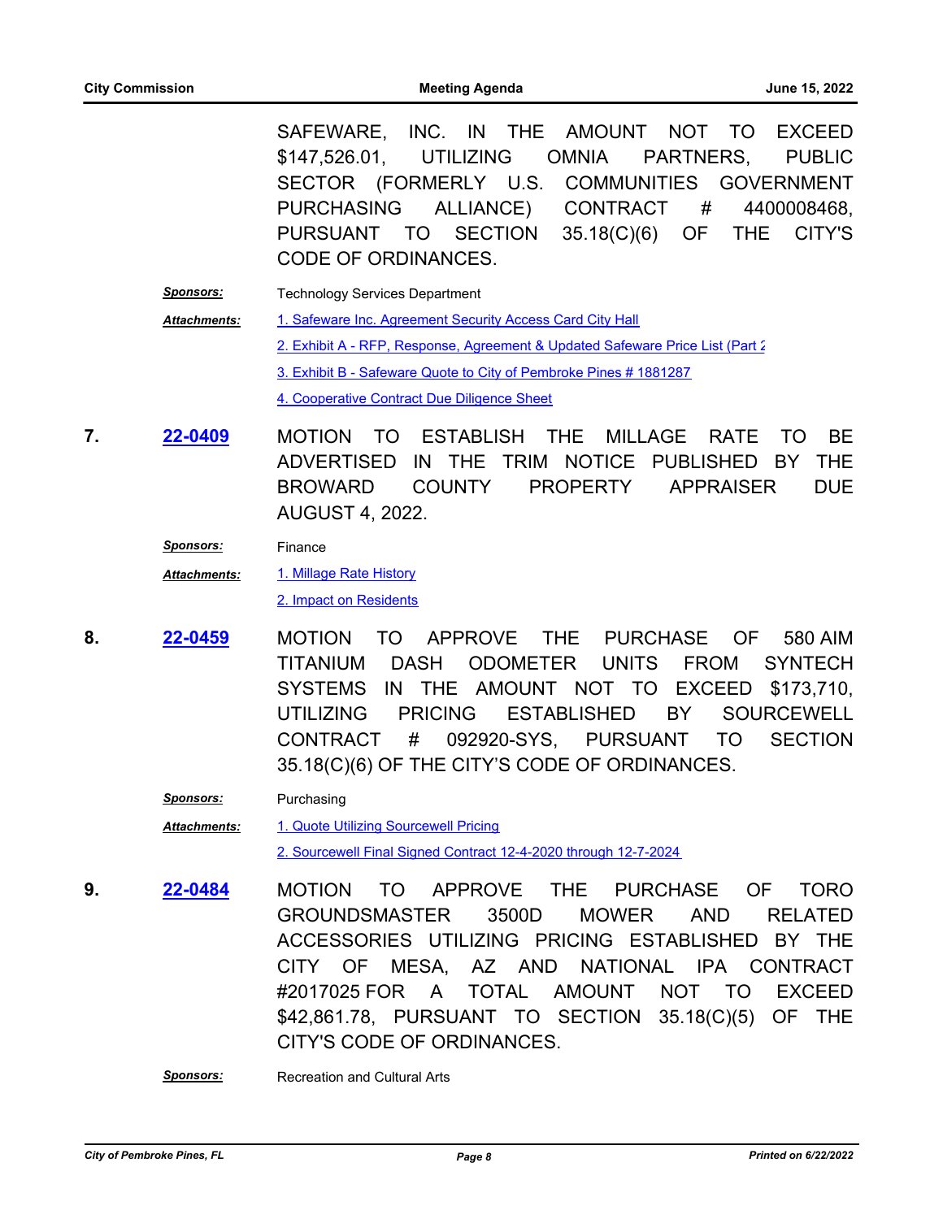SAFEWARE, INC. IN THE AMOUNT NOT TO EXCEED $147,526.01, UTILIZING OMNIA PARTNERS, PUBLIC SECTOR (FORMERLY U.S. COMMUNITIES GOVERNMENT PURCHASING ALLIANCE) CONTRACT # 4400008468, PURSUANT TO SECTION 35.18(C)(6) OF THE CITY'S CODE OF ORDINANCES.

***Sponsors:*** Technology Services Department

***Attachments:***
1. Safeware Inc. Agreement Security Access Card City Hall
2. Exhibit A - RFP, Response, Agreement & Updated Safeware Price List (Part 2
3. Exhibit B - Safeware Quote to City of Pembroke Pines # 1881287
4. Cooperative Contract Due Diligence Sheet

**7. 22-0409** MOTION TO ESTABLISH THE MILLAGE RATE TO BE ADVERTISED IN THE TRIM NOTICE PUBLISHED BY THE BROWARD COUNTY PROPERTY APPRAISER DUE AUGUST 4, 2022.

***Sponsors:*** Finance

***Attachments:***
1. Millage Rate History
2. Impact on Residents

**8. 22-0459** MOTION TO APPROVE THE PURCHASE OF 580 AIM TITANIUM DASH ODOMETER UNITS FROM SYNTECH SYSTEMS IN THE AMOUNT NOT TO EXCEED $173,710, UTILIZING PRICING ESTABLISHED BY SOURCEWELL CONTRACT # 092920-SYS, PURSUANT TO SECTION 35.18(C)(6) OF THE CITY'S CODE OF ORDINANCES.

***Sponsors:*** Purchasing

***Attachments:***
1. Quote Utilizing Sourcewell Pricing
2. Sourcewell Final Signed Contract 12-4-2020 through 12-7-2024

**9. 22-0484** MOTION TO APPROVE THE PURCHASE OF TORO GROUNDSMASTER 3500D MOWER AND RELATED ACCESSORIES UTILIZING PRICING ESTABLISHED BY THE CITY OF MESA, AZ AND NATIONAL IPA CONTRACT #2017025 FOR A TOTAL AMOUNT NOT TO EXCEED $42,861.78, PURSUANT TO SECTION 35.18(C)(5) OF THE CITY'S CODE OF ORDINANCES.

***Sponsors:*** Recreation and Cultural Arts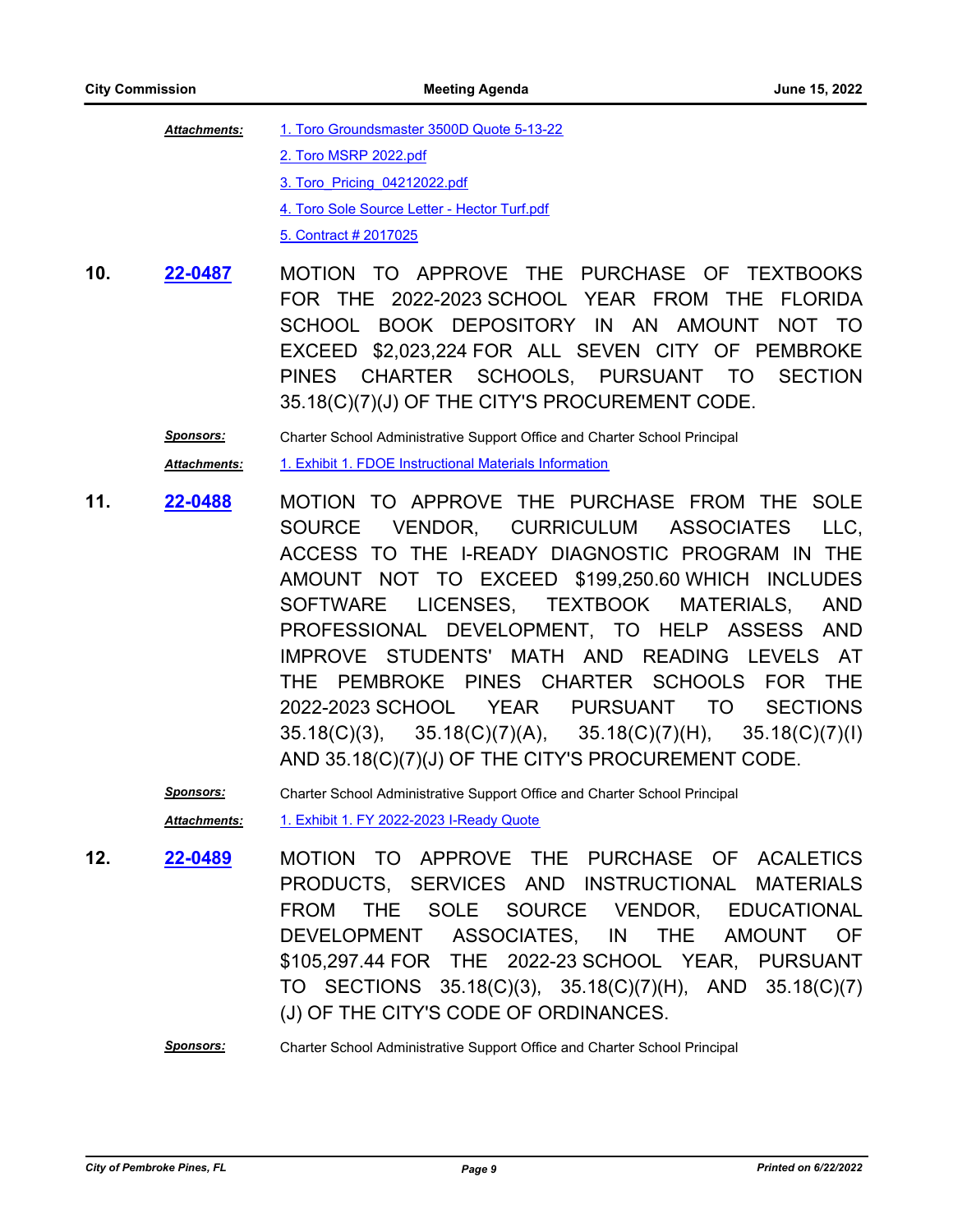***Attachments:*** 1. Toro Groundsmaster 3500D Quote 5-13-22

2. Toro MSRP 2022.pdf

3. Toro_Pricing_04212022.pdf

4. Toro Sole Source Letter - Hector Turf.pdf

5. Contract # 2017025

**10.** **22-0487** MOTION TO APPROVE THE PURCHASE OF TEXTBOOKS FOR THE 2022-2023 SCHOOL YEAR FROM THE FLORIDA SCHOOL BOOK DEPOSITORY IN AN AMOUNT NOT TO EXCEED $2,023,224 FOR ALL SEVEN CITY OF PEMBROKE PINES CHARTER SCHOOLS, PURSUANT TO SECTION 35.18(C)(7)(J) OF THE CITY'S PROCUREMENT CODE.

***Sponsors:*** Charter School Administrative Support Office and Charter School Principal

***Attachments:*** 1. Exhibit 1. FDOE Instructional Materials Information

**11.** **22-0488** MOTION TO APPROVE THE PURCHASE FROM THE SOLE SOURCE VENDOR, CURRICULUM ASSOCIATES LLC, ACCESS TO THE I-READY DIAGNOSTIC PROGRAM IN THE AMOUNT NOT TO EXCEED $199,250.60 WHICH INCLUDES SOFTWARE LICENSES, TEXTBOOK MATERIALS, AND PROFESSIONAL DEVELOPMENT, TO HELP ASSESS AND IMPROVE STUDENTS' MATH AND READING LEVELS AT THE PEMBROKE PINES CHARTER SCHOOLS FOR THE 2022-2023 SCHOOL YEAR PURSUANT TO SECTIONS 35.18(C)(3), 35.18(C)(7)(A), 35.18(C)(7)(H), 35.18(C)(7)(I) AND 35.18(C)(7)(J) OF THE CITY'S PROCUREMENT CODE.

***Sponsors:*** Charter School Administrative Support Office and Charter School Principal

***Attachments:*** 1. Exhibit 1. FY 2022-2023 I-Ready Quote

**12.** **22-0489** MOTION TO APPROVE THE PURCHASE OF ACALETICS PRODUCTS, SERVICES AND INSTRUCTIONAL MATERIALS FROM THE SOLE SOURCE VENDOR, EDUCATIONAL DEVELOPMENT ASSOCIATES, IN THE AMOUNT OF $105,297.44 FOR THE 2022-23 SCHOOL YEAR, PURSUANT TO SECTIONS 35.18(C)(3), 35.18(C)(7)(H), AND 35.18(C)(7)(J) OF THE CITY'S CODE OF ORDINANCES.

***Sponsors:*** Charter School Administrative Support Office and Charter School Principal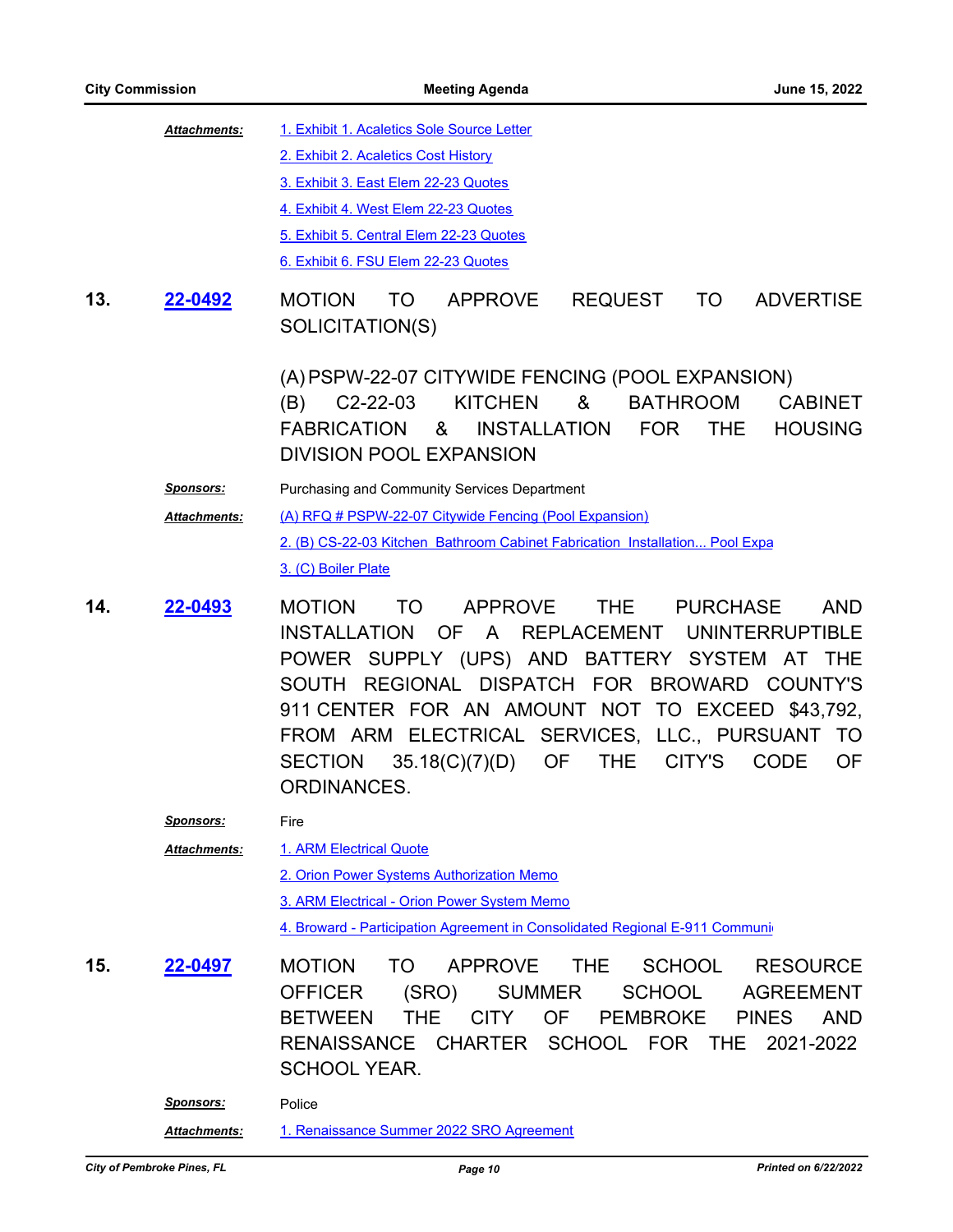***Attachments:***
1. Exhibit 1. Acaletics Sole Source Letter
2. Exhibit 2. Acaletics Cost History
3. Exhibit 3. East Elem 22-23 Quotes
4. Exhibit 4. West Elem 22-23 Quotes
5. Exhibit 5. Central Elem 22-23 Quotes
6. Exhibit 6. FSU Elem 22-23 Quotes

**13. 22-0492**

MOTION TO APPROVE REQUEST TO ADVERTISE SOLICITATION(S)

(A) PSPW-22-07 CITYWIDE FENCING (POOL EXPANSION)
(B) C2-22-03 KITCHEN & BATHROOM CABINET FABRICATION & INSTALLATION FOR THE HOUSING DIVISION POOL EXPANSION

***Sponsors:*** Purchasing and Community Services Department

***Attachments:***
(A) RFQ # PSPW-22-07 Citywide Fencing (Pool Expansion)
2. (B) CS-22-03 Kitchen Bathroom Cabinet Fabrication Installation... Pool Expa
3. (C) Boiler Plate

**14. 22-0493**

MOTION TO APPROVE THE PURCHASE AND INSTALLATION OF A REPLACEMENT UNINTERRUPTIBLE POWER SUPPLY (UPS) AND BATTERY SYSTEM AT THE SOUTH REGIONAL DISPATCH FOR BROWARD COUNTY'S 911 CENTER FOR AN AMOUNT NOT TO EXCEED $43,792, FROM ARM ELECTRICAL SERVICES, LLC., PURSUANT TO SECTION 35.18(C)(7)(D) OF THE CITY'S CODE OF ORDINANCES.

***Sponsors:*** Fire

***Attachments:***
1. ARM Electrical Quote
2. Orion Power Systems Authorization Memo
3. ARM Electrical - Orion Power System Memo
4. Broward - Participation Agreement in Consolidated Regional E-911 Communi

**15. 22-0497**

MOTION TO APPROVE THE SCHOOL RESOURCE OFFICER (SRO) SUMMER SCHOOL AGREEMENT BETWEEN THE CITY OF PEMBROKE PINES AND RENAISSANCE CHARTER SCHOOL FOR THE 2021-2022 SCHOOL YEAR.

***Sponsors:*** Police

***Attachments:***
1. Renaissance Summer 2022 SRO Agreement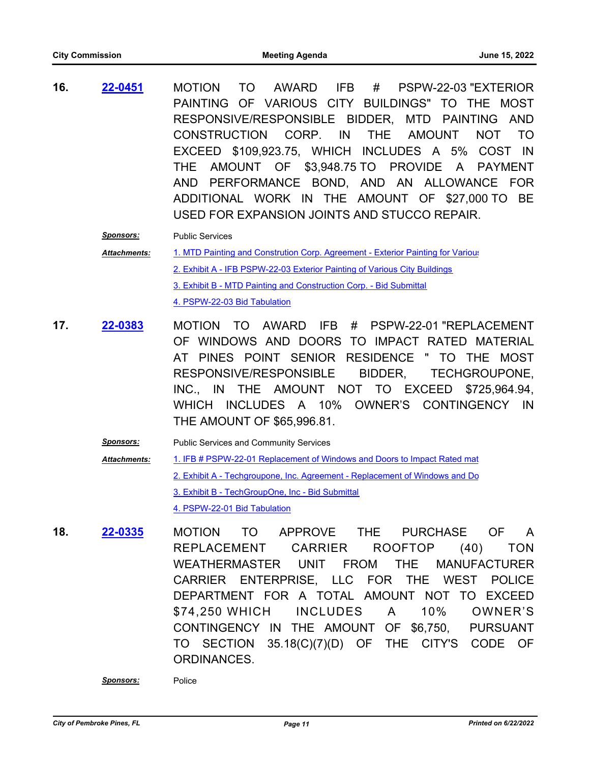**16.** **22-0451** MOTION TO AWARD IFB # PSPW-22-03 "EXTERIOR PAINTING OF VARIOUS CITY BUILDINGS" TO THE MOST RESPONSIVE/RESPONSIBLE BIDDER, MTD PAINTING AND CONSTRUCTION CORP. IN THE AMOUNT NOT TO EXCEED $109,923.75, WHICH INCLUDES A 5% COST IN THE AMOUNT OF $3,948.75 TO PROVIDE A PAYMENT AND PERFORMANCE BOND, AND AN ALLOWANCE FOR ADDITIONAL WORK IN THE AMOUNT OF $27,000 TO BE USED FOR EXPANSION JOINTS AND STUCCO REPAIR.

***Sponsors:*** Public Services

***Attachments:***
1. MTD Painting and Constrution Corp. Agreement - Exterior Painting for Various
2. Exhibit A - IFB PSPW-22-03 Exterior Painting of Various City Buildings
3. Exhibit B - MTD Painting and Construction Corp. - Bid Submittal
4. PSPW-22-03 Bid Tabulation

**17.** **22-0383** MOTION TO AWARD IFB # PSPW-22-01 "REPLACEMENT OF WINDOWS AND DOORS TO IMPACT RATED MATERIAL AT PINES POINT SENIOR RESIDENCE " TO THE MOST RESPONSIVE/RESPONSIBLE BIDDER, TECHGROUPONE, INC., IN THE AMOUNT NOT TO EXCEED $725,964.94, WHICH INCLUDES A 10% OWNER'S CONTINGENCY IN THE AMOUNT OF $65,996.81.

***Sponsors:*** Public Services and Community Services

***Attachments:***
1. IFB # PSPW-22-01 Replacement of Windows and Doors to Impact Rated mat
2. Exhibit A - Techgroupone, Inc. Agreement - Replacement of Windows and Do
3. Exhibit B - TechGroupOne, Inc - Bid Submittal
4. PSPW-22-01 Bid Tabulation

**18.** **22-0335** MOTION TO APPROVE THE PURCHASE OF A REPLACEMENT CARRIER ROOFTOP (40) TON WEATHERMASTER UNIT FROM THE MANUFACTURER CARRIER ENTERPRISE, LLC FOR THE WEST POLICE DEPARTMENT FOR A TOTAL AMOUNT NOT TO EXCEED $74,250 WHICH INCLUDES A 10% OWNER'S CONTINGENCY IN THE AMOUNT OF $6,750, PURSUANT TO SECTION 35.18(C)(7)(D) OF THE CITY'S CODE OF ORDINANCES.

***Sponsors:*** Police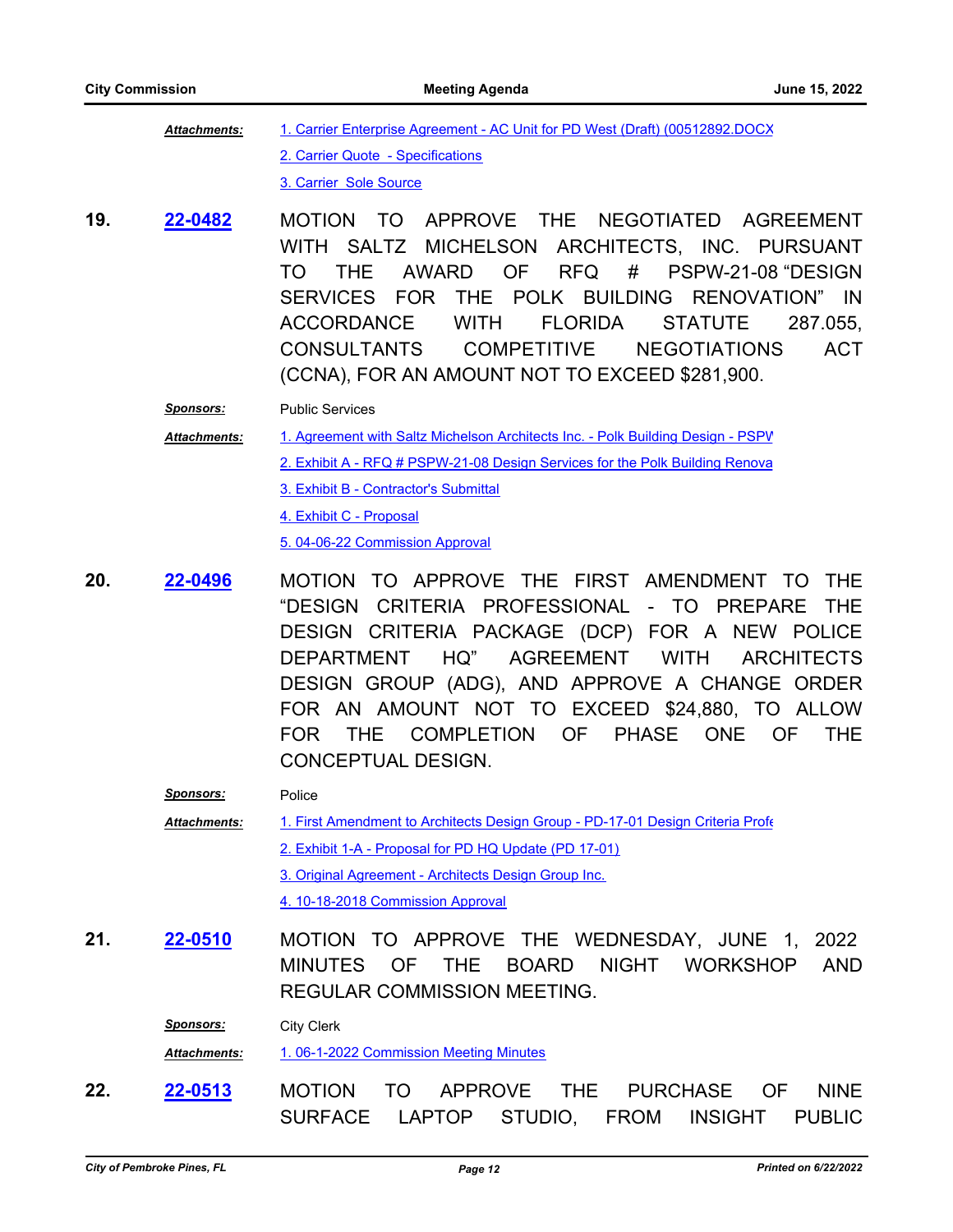**Attachments:** 1. Carrier Enterprise Agreement - AC Unit for PD West (Draft) (00512892.DOCX

2. Carrier Quote - Specifications

3. Carrier Sole Source

**19. 22-0482** MOTION TO APPROVE THE NEGOTIATED AGREEMENT WITH SALTZ MICHELSON ARCHITECTS, INC. PURSUANT TO THE AWARD OF RFQ # PSPW-21-08 "DESIGN SERVICES FOR THE POLK BUILDING RENOVATION" IN ACCORDANCE WITH FLORIDA STATUTE 287.055, CONSULTANTS COMPETITIVE NEGOTIATIONS ACT (CCNA), FOR AN AMOUNT NOT TO EXCEED $281,900.

**Sponsors:** Public Services

**Attachments:** 1. Agreement with Saltz Michelson Architects Inc. - Polk Building Design - PSPW

2. Exhibit A - RFQ # PSPW-21-08 Design Services for the Polk Building Renova

3. Exhibit B - Contractor's Submittal

4. Exhibit C - Proposal

5. 04-06-22 Commission Approval

**20. 22-0496** MOTION TO APPROVE THE FIRST AMENDMENT TO THE "DESIGN CRITERIA PROFESSIONAL - TO PREPARE THE DESIGN CRITERIA PACKAGE (DCP) FOR A NEW POLICE DEPARTMENT HQ" AGREEMENT WITH ARCHITECTS DESIGN GROUP (ADG), AND APPROVE A CHANGE ORDER FOR AN AMOUNT NOT TO EXCEED $24,880, TO ALLOW FOR THE COMPLETION OF PHASE ONE OF THE CONCEPTUAL DESIGN.

**Sponsors:** Police

**Attachments:** 1. First Amendment to Architects Design Group - PD-17-01 Design Criteria Profe

2. Exhibit 1-A - Proposal for PD HQ Update (PD 17-01)

3. Original Agreement - Architects Design Group Inc.

4. 10-18-2018 Commission Approval

**21. 22-0510** MOTION TO APPROVE THE WEDNESDAY, JUNE 1, 2022 MINUTES OF THE BOARD NIGHT WORKSHOP AND REGULAR COMMISSION MEETING.

**Sponsors:** City Clerk

**Attachments:** 1. 06-1-2022 Commission Meeting Minutes

**22. 22-0513** MOTION TO APPROVE THE PURCHASE OF NINE SURFACE LAPTOP STUDIO, FROM INSIGHT PUBLIC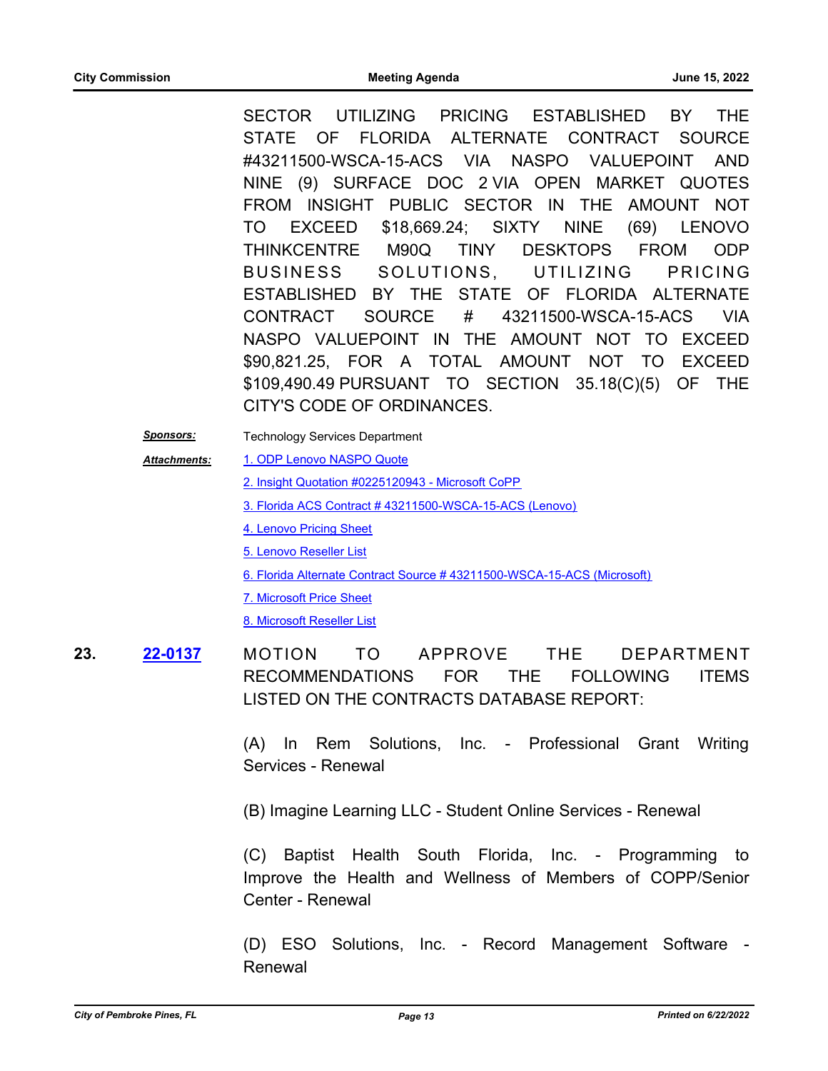SECTOR UTILIZING PRICING ESTABLISHED BY THE STATE OF FLORIDA ALTERNATE CONTRACT SOURCE #43211500-WSCA-15-ACS VIA NASPO VALUEPOINT AND NINE (9) SURFACE DOC 2 VIA OPEN MARKET QUOTES FROM INSIGHT PUBLIC SECTOR IN THE AMOUNT NOT TO EXCEED $18,669.24; SIXTY NINE (69) LENOVO THINKCENTRE M90Q TINY DESKTOPS FROM ODP BUSINESS SOLUTIONS, UTILIZING PRICING ESTABLISHED BY THE STATE OF FLORIDA ALTERNATE CONTRACT SOURCE # 43211500-WSCA-15-ACS VIA NASPO VALUEPOINT IN THE AMOUNT NOT TO EXCEED $90,821.25, FOR A TOTAL AMOUNT NOT TO EXCEED $109,490.49 PURSUANT TO SECTION 35.18(C)(5) OF THE CITY'S CODE OF ORDINANCES.

***Sponsors:*** Technology Services Department

***Attachments:***
1. ODP Lenovo NASPO Quote
2. Insight Quotation #0225120943 - Microsoft CoPP
3. Florida ACS Contract # 43211500-WSCA-15-ACS (Lenovo)
4. Lenovo Pricing Sheet
5. Lenovo Reseller List
6. Florida Alternate Contract Source # 43211500-WSCA-15-ACS (Microsoft)
7. Microsoft Price Sheet
8. Microsoft Reseller List

**23. 22-0137** MOTION TO APPROVE THE DEPARTMENT RECOMMENDATIONS FOR THE FOLLOWING ITEMS LISTED ON THE CONTRACTS DATABASE REPORT:

(A) In Rem Solutions, Inc. - Professional Grant Writing Services - Renewal

(B) Imagine Learning LLC - Student Online Services - Renewal

(C) Baptist Health South Florida, Inc. - Programming to Improve the Health and Wellness of Members of COPP/Senior Center - Renewal

(D) ESO Solutions, Inc. - Record Management Software - Renewal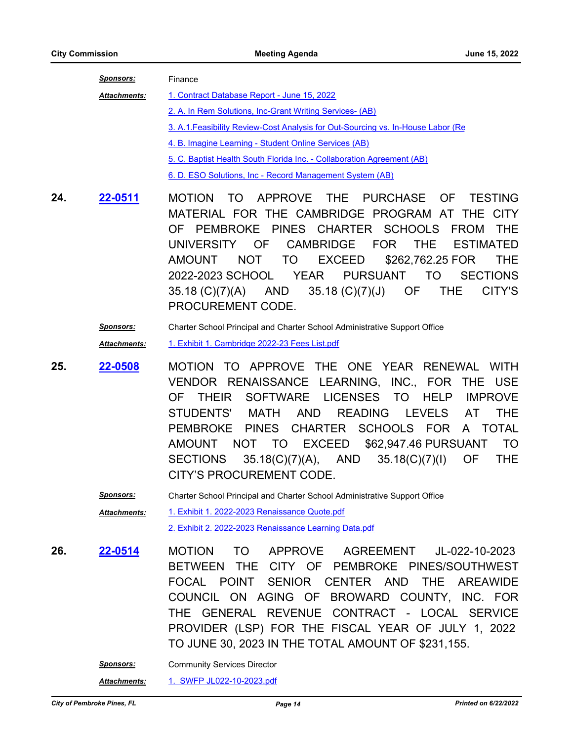***Sponsors:*** Finance

***Attachments:***
1. Contract Database Report - June 15, 2022
2. A. In Rem Solutions, Inc-Grant Writing Services- (AB)
3. A.1.Feasibility Review-Cost Analysis for Out-Sourcing vs. In-House Labor (Re
4. B. Imagine Learning - Student Online Services (AB)
5. C. Baptist Health South Florida Inc. - Collaboration Agreement (AB)
6. D. ESO Solutions, Inc - Record Management System (AB)

**24.** **22-0511** MOTION TO APPROVE THE PURCHASE OF TESTING MATERIAL FOR THE CAMBRIDGE PROGRAM AT THE CITY OF PEMBROKE PINES CHARTER SCHOOLS FROM THE UNIVERSITY OF CAMBRIDGE FOR THE ESTIMATED AMOUNT NOT TO EXCEED $262,762.25 FOR THE 2022-2023 SCHOOL YEAR PURSUANT TO SECTIONS 35.18 (C)(7)(A) AND 35.18 (C)(7)(J) OF THE CITY'S PROCUREMENT CODE.

***Sponsors:*** Charter School Principal and Charter School Administrative Support Office

***Attachments:***
1. Exhibit 1. Cambridge 2022-23 Fees List.pdf

**25.** **22-0508** MOTION TO APPROVE THE ONE YEAR RENEWAL WITH VENDOR RENAISSANCE LEARNING, INC., FOR THE USE OF THEIR SOFTWARE LICENSES TO HELP IMPROVE STUDENTS' MATH AND READING LEVELS AT THE PEMBROKE PINES CHARTER SCHOOLS FOR A TOTAL AMOUNT NOT TO EXCEED $62,947.46 PURSUANT TO SECTIONS 35.18(C)(7)(A), AND 35.18(C)(7)(I) OF THE CITY'S PROCUREMENT CODE.

***Sponsors:*** Charter School Principal and Charter School Administrative Support Office

***Attachments:***
1. Exhibit 1. 2022-2023 Renaissance Quote.pdf
2. Exhibit 2. 2022-2023 Renaissance Learning Data.pdf

**26.** **22-0514** MOTION TO APPROVE AGREEMENT JL-022-10-2023 BETWEEN THE CITY OF PEMBROKE PINES/SOUTHWEST FOCAL POINT SENIOR CENTER AND THE AREAWIDE COUNCIL ON AGING OF BROWARD COUNTY, INC. FOR THE GENERAL REVENUE CONTRACT - LOCAL SERVICE PROVIDER (LSP) FOR THE FISCAL YEAR OF JULY 1, 2022 TO JUNE 30, 2023 IN THE TOTAL AMOUNT OF $231,155.

***Sponsors:*** Community Services Director

***Attachments:***
1. SWFP JL022-10-2023.pdf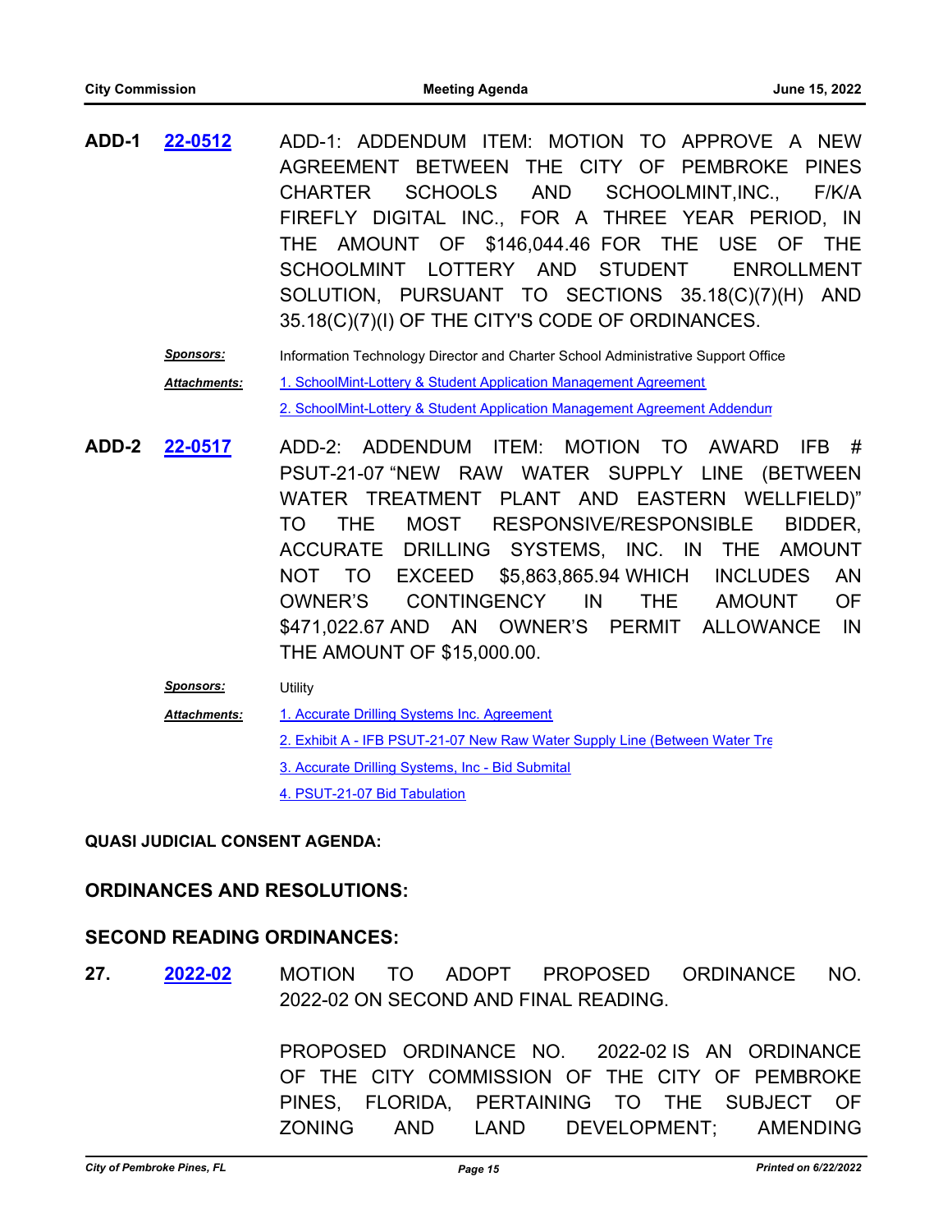**ADD-1** **22-0512** ADD-1: ADDENDUM ITEM: MOTION TO APPROVE A NEW AGREEMENT BETWEEN THE CITY OF PEMBROKE PINES CHARTER SCHOOLS AND SCHOOLMINT,INC., F/K/A FIREFLY DIGITAL INC., FOR A THREE YEAR PERIOD, IN THE AMOUNT OF $146,044.46 FOR THE USE OF THE SCHOOLMINT LOTTERY AND STUDENT ENROLLMENT SOLUTION, PURSUANT TO SECTIONS 35.18(C)(7)(H) AND 35.18(C)(7)(I) OF THE CITY'S CODE OF ORDINANCES.

***Sponsors:*** Information Technology Director and Charter School Administrative Support Office

***Attachments:*** 1. SchoolMint-Lottery & Student Application Management Agreement
2. SchoolMint-Lottery & Student Application Management Agreement Addendum

**ADD-2** **22-0517** ADD-2: ADDENDUM ITEM: MOTION TO AWARD IFB # PSUT-21-07 "NEW RAW WATER SUPPLY LINE (BETWEEN WATER TREATMENT PLANT AND EASTERN WELLFIELD)" TO THE MOST RESPONSIVE/RESPONSIBLE BIDDER, ACCURATE DRILLING SYSTEMS, INC. IN THE AMOUNT NOT TO EXCEED $5,863,865.94 WHICH INCLUDES AN OWNER'S CONTINGENCY IN THE AMOUNT OF $471,022.67 AND AN OWNER'S PERMIT ALLOWANCE IN THE AMOUNT OF $15,000.00.

***Sponsors:*** Utility

***Attachments:*** 1. Accurate Drilling Systems Inc. Agreement
2. Exhibit A - IFB PSUT-21-07 New Raw Water Supply Line (Between Water Tre
3. Accurate Drilling Systems, Inc - Bid Submital
4. PSUT-21-07 Bid Tabulation

**QUASI JUDICIAL CONSENT AGENDA:**

## ORDINANCES AND RESOLUTIONS:

## SECOND READING ORDINANCES:

**27.** **2022-02** MOTION TO ADOPT PROPOSED ORDINANCE NO. 2022-02 ON SECOND AND FINAL READING.

PROPOSED ORDINANCE NO. 2022-02 IS AN ORDINANCE OF THE CITY COMMISSION OF THE CITY OF PEMBROKE PINES, FLORIDA, PERTAINING TO THE SUBJECT OF ZONING AND LAND DEVELOPMENT; AMENDING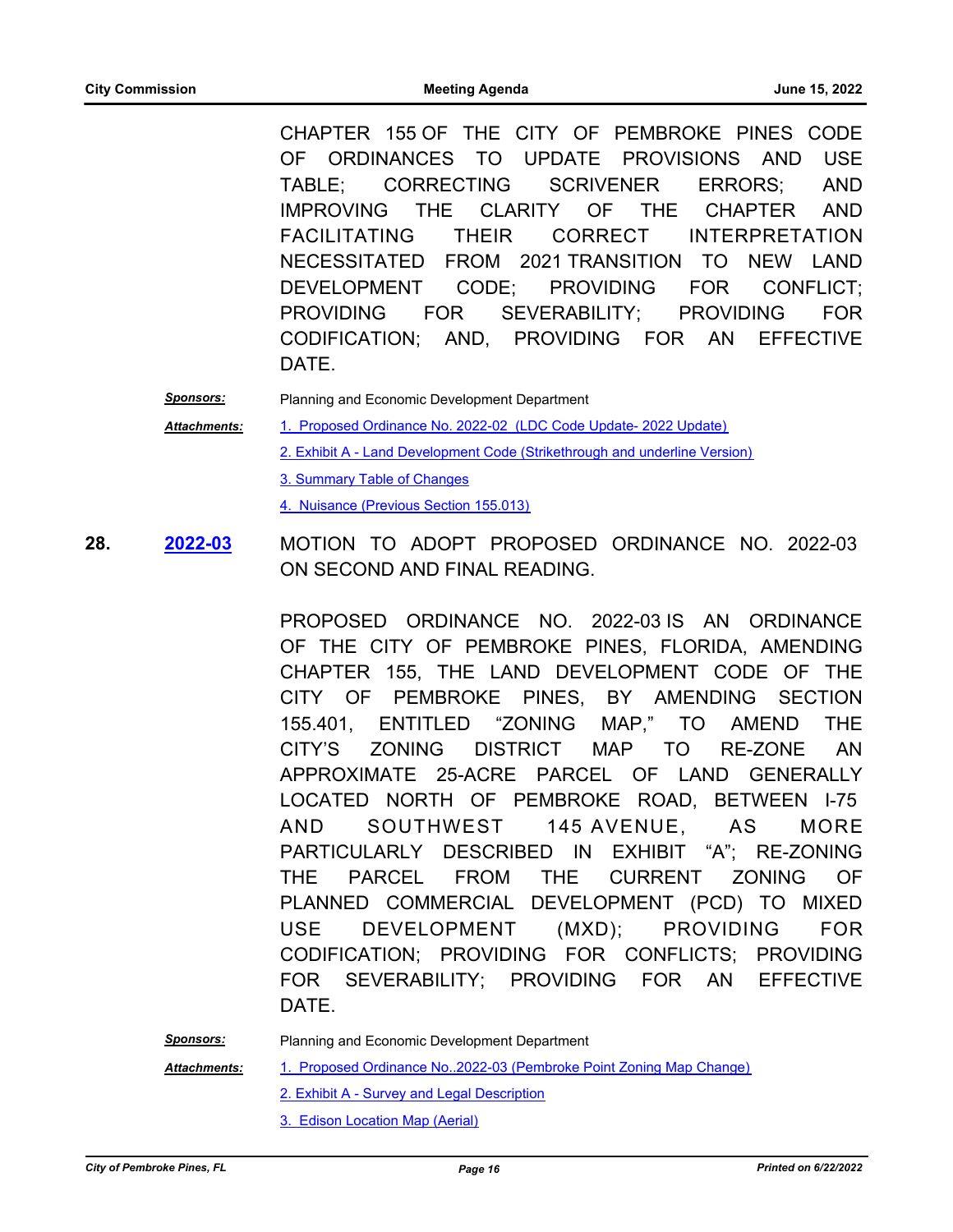CHAPTER 155 OF THE CITY OF PEMBROKE PINES CODE OF ORDINANCES TO UPDATE PROVISIONS AND USE TABLE; CORRECTING SCRIVENER ERRORS; AND IMPROVING THE CLARITY OF THE CHAPTER AND FACILITATING THEIR CORRECT INTERPRETATION NECESSITATED FROM 2021 TRANSITION TO NEW LAND DEVELOPMENT CODE; PROVIDING FOR CONFLICT; PROVIDING FOR SEVERABILITY; PROVIDING FOR CODIFICATION; AND, PROVIDING FOR AN EFFECTIVE DATE.

***Sponsors:*** Planning and Economic Development Department

***Attachments:*** 1. Proposed Ordinance No. 2022-02 (LDC Code Update- 2022 Update)
2. Exhibit A - Land Development Code (Strikethrough and underline Version)
3. Summary Table of Changes
4. Nuisance (Previous Section 155.013)

**28.** **2022-03** MOTION TO ADOPT PROPOSED ORDINANCE NO. 2022-03 ON SECOND AND FINAL READING.

PROPOSED ORDINANCE NO. 2022-03 IS AN ORDINANCE OF THE CITY OF PEMBROKE PINES, FLORIDA, AMENDING CHAPTER 155, THE LAND DEVELOPMENT CODE OF THE CITY OF PEMBROKE PINES, BY AMENDING SECTION 155.401, ENTITLED "ZONING MAP," TO AMEND THE CITY'S ZONING DISTRICT MAP TO RE-ZONE AN APPROXIMATE 25-ACRE PARCEL OF LAND GENERALLY LOCATED NORTH OF PEMBROKE ROAD, BETWEEN I-75 AND SOUTHWEST 145 AVENUE, AS MORE PARTICULARLY DESCRIBED IN EXHIBIT "A"; RE-ZONING THE PARCEL FROM THE CURRENT ZONING OF PLANNED COMMERCIAL DEVELOPMENT (PCD) TO MIXED USE DEVELOPMENT (MXD); PROVIDING FOR CODIFICATION; PROVIDING FOR CONFLICTS; PROVIDING FOR SEVERABILITY; PROVIDING FOR AN EFFECTIVE DATE.

***Sponsors:*** Planning and Economic Development Department

***Attachments:*** 1. Proposed Ordinance No..2022-03 (Pembroke Point Zoning Map Change)
2. Exhibit A - Survey and Legal Description
3. Edison Location Map (Aerial)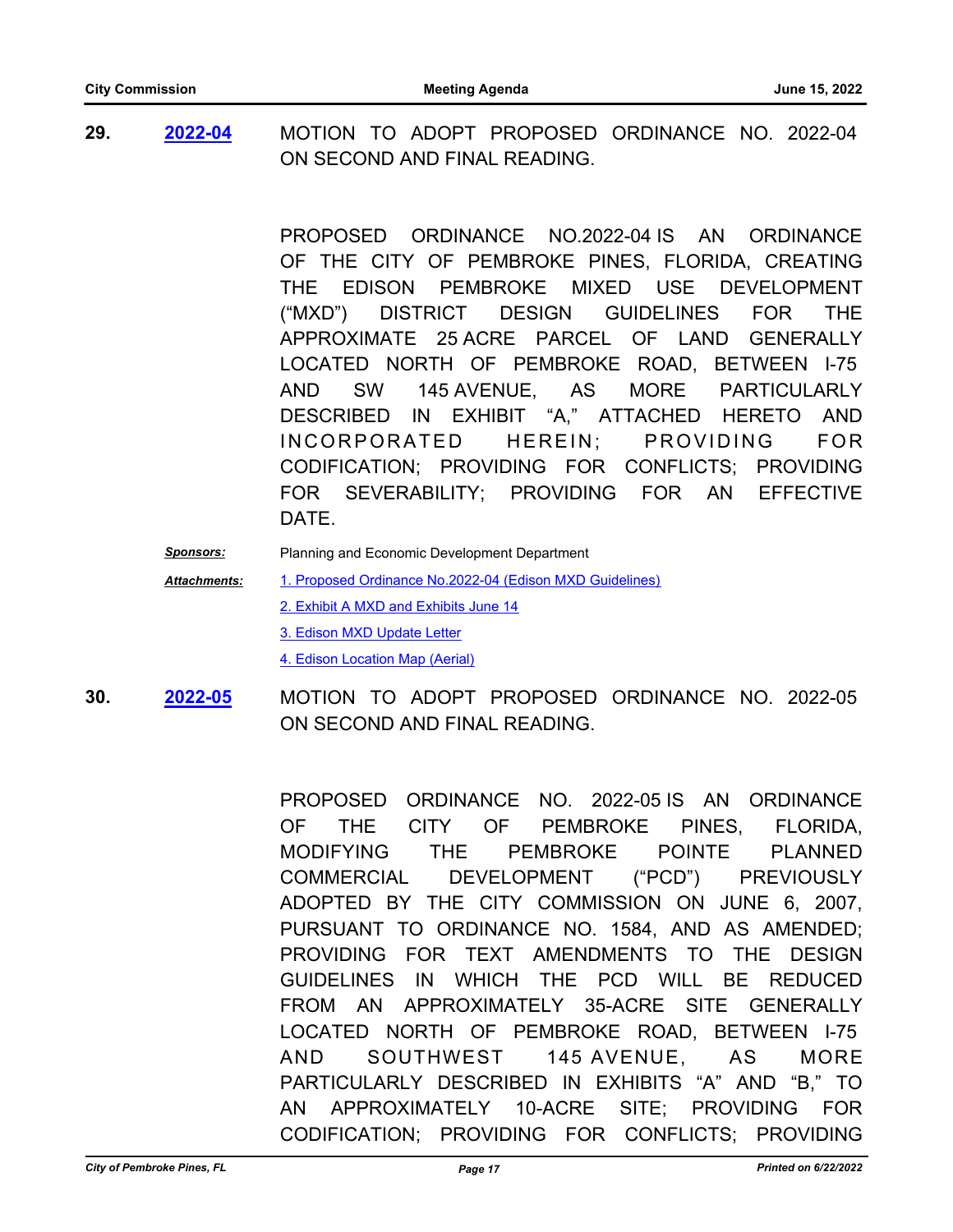**29.** **2022-04** MOTION TO ADOPT PROPOSED ORDINANCE NO. 2022-04 ON SECOND AND FINAL READING.

PROPOSED ORDINANCE NO.2022-04 IS AN ORDINANCE OF THE CITY OF PEMBROKE PINES, FLORIDA, CREATING THE EDISON PEMBROKE MIXED USE DEVELOPMENT ("MXD") DISTRICT DESIGN GUIDELINES FOR THE APPROXIMATE 25 ACRE PARCEL OF LAND GENERALLY LOCATED NORTH OF PEMBROKE ROAD, BETWEEN I-75 AND SW 145 AVENUE, AS MORE PARTICULARLY DESCRIBED IN EXHIBIT "A," ATTACHED HERETO AND INCORPORATED HEREIN; PROVIDING FOR CODIFICATION; PROVIDING FOR CONFLICTS; PROVIDING FOR SEVERABILITY; PROVIDING FOR AN EFFECTIVE DATE.

***Sponsors:*** Planning and Economic Development Department

***Attachments:*** 1. Proposed Ordinance No.2022-04 (Edison MXD Guidelines)
2. Exhibit A MXD and Exhibits June 14
3. Edison MXD Update Letter
4. Edison Location Map (Aerial)

**30.** **2022-05** MOTION TO ADOPT PROPOSED ORDINANCE NO. 2022-05 ON SECOND AND FINAL READING.

PROPOSED ORDINANCE NO. 2022-05 IS AN ORDINANCE OF THE CITY OF PEMBROKE PINES, FLORIDA, MODIFYING THE PEMBROKE POINTE PLANNED COMMERCIAL DEVELOPMENT ("PCD") PREVIOUSLY ADOPTED BY THE CITY COMMISSION ON JUNE 6, 2007, PURSUANT TO ORDINANCE NO. 1584, AND AS AMENDED; PROVIDING FOR TEXT AMENDMENTS TO THE DESIGN GUIDELINES IN WHICH THE PCD WILL BE REDUCED FROM AN APPROXIMATELY 35-ACRE SITE GENERALLY LOCATED NORTH OF PEMBROKE ROAD, BETWEEN I-75 AND SOUTHWEST 145 AVENUE, AS MORE PARTICULARLY DESCRIBED IN EXHIBITS "A" AND "B," TO AN APPROXIMATELY 10-ACRE SITE; PROVIDING FOR CODIFICATION; PROVIDING FOR CONFLICTS; PROVIDING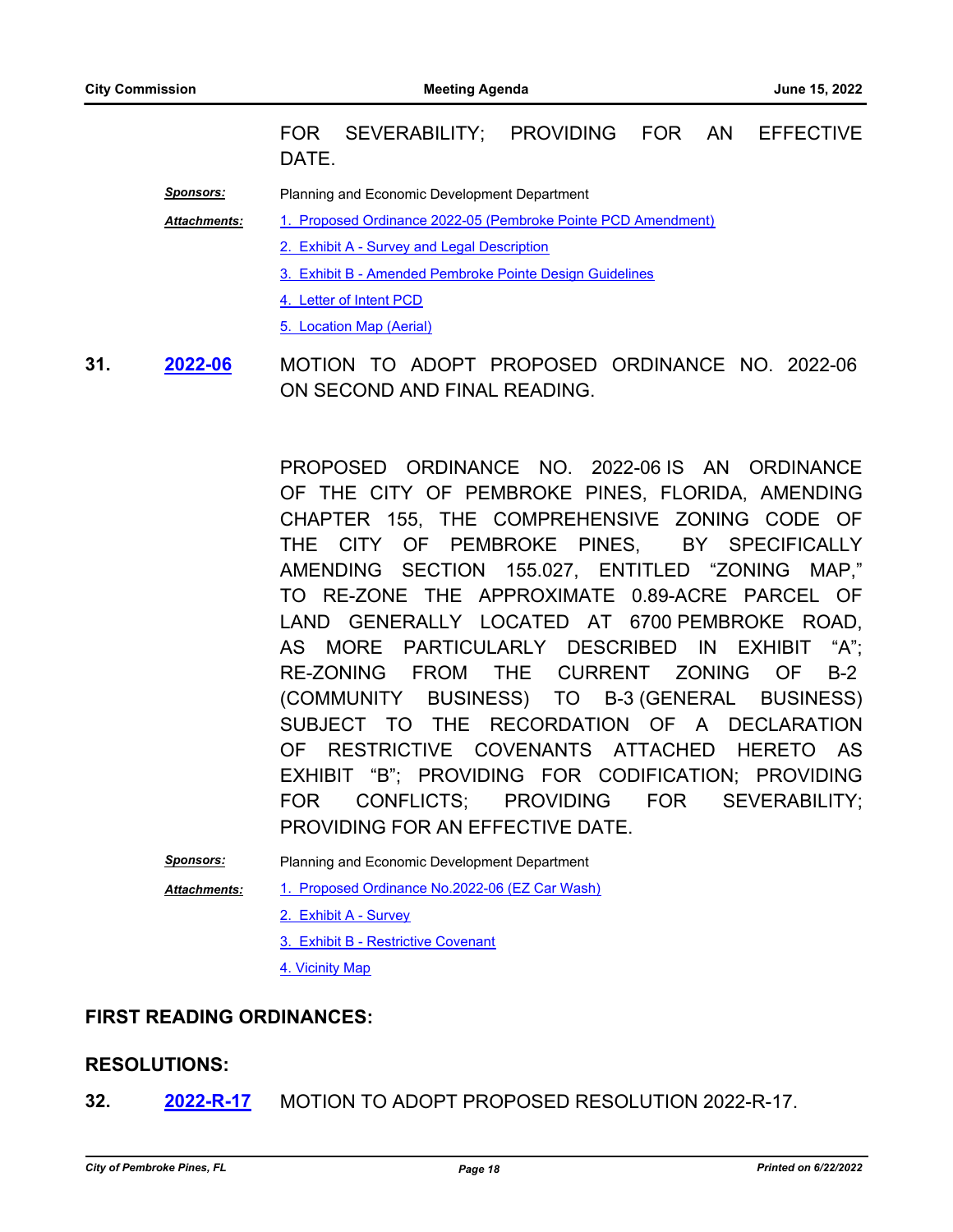FOR SEVERABILITY; PROVIDING FOR AN EFFECTIVE DATE.

***Sponsors:*** Planning and Economic Development Department

***Attachments:***
1. Proposed Ordinance 2022-05 (Pembroke Pointe PCD Amendment)
2. Exhibit A - Survey and Legal Description
3. Exhibit B - Amended Pembroke Pointe Design Guidelines
4. Letter of Intent PCD
5. Location Map (Aerial)

**31.** **2022-06** MOTION TO ADOPT PROPOSED ORDINANCE NO. 2022-06 ON SECOND AND FINAL READING.

PROPOSED ORDINANCE NO. 2022-06 IS AN ORDINANCE OF THE CITY OF PEMBROKE PINES, FLORIDA, AMENDING CHAPTER 155, THE COMPREHENSIVE ZONING CODE OF THE CITY OF PEMBROKE PINES, BY SPECIFICALLY AMENDING SECTION 155.027, ENTITLED "ZONING MAP," TO RE-ZONE THE APPROXIMATE 0.89-ACRE PARCEL OF LAND GENERALLY LOCATED AT 6700 PEMBROKE ROAD, AS MORE PARTICULARLY DESCRIBED IN EXHIBIT "A"; RE-ZONING FROM THE CURRENT ZONING OF B-2 (COMMUNITY BUSINESS) TO B-3 (GENERAL BUSINESS) SUBJECT TO THE RECORDATION OF A DECLARATION OF RESTRICTIVE COVENANTS ATTACHED HERETO AS EXHIBIT "B"; PROVIDING FOR CODIFICATION; PROVIDING FOR CONFLICTS; PROVIDING FOR SEVERABILITY; PROVIDING FOR AN EFFECTIVE DATE.

***Sponsors:*** Planning and Economic Development Department

***Attachments:***
1. Proposed Ordinance No.2022-06 (EZ Car Wash)
2. Exhibit A - Survey
3. Exhibit B - Restrictive Covenant
4. Vicinity Map

## FIRST READING ORDINANCES:

## RESOLUTIONS:

**32.** **2022-R-17** MOTION TO ADOPT PROPOSED RESOLUTION 2022-R-17.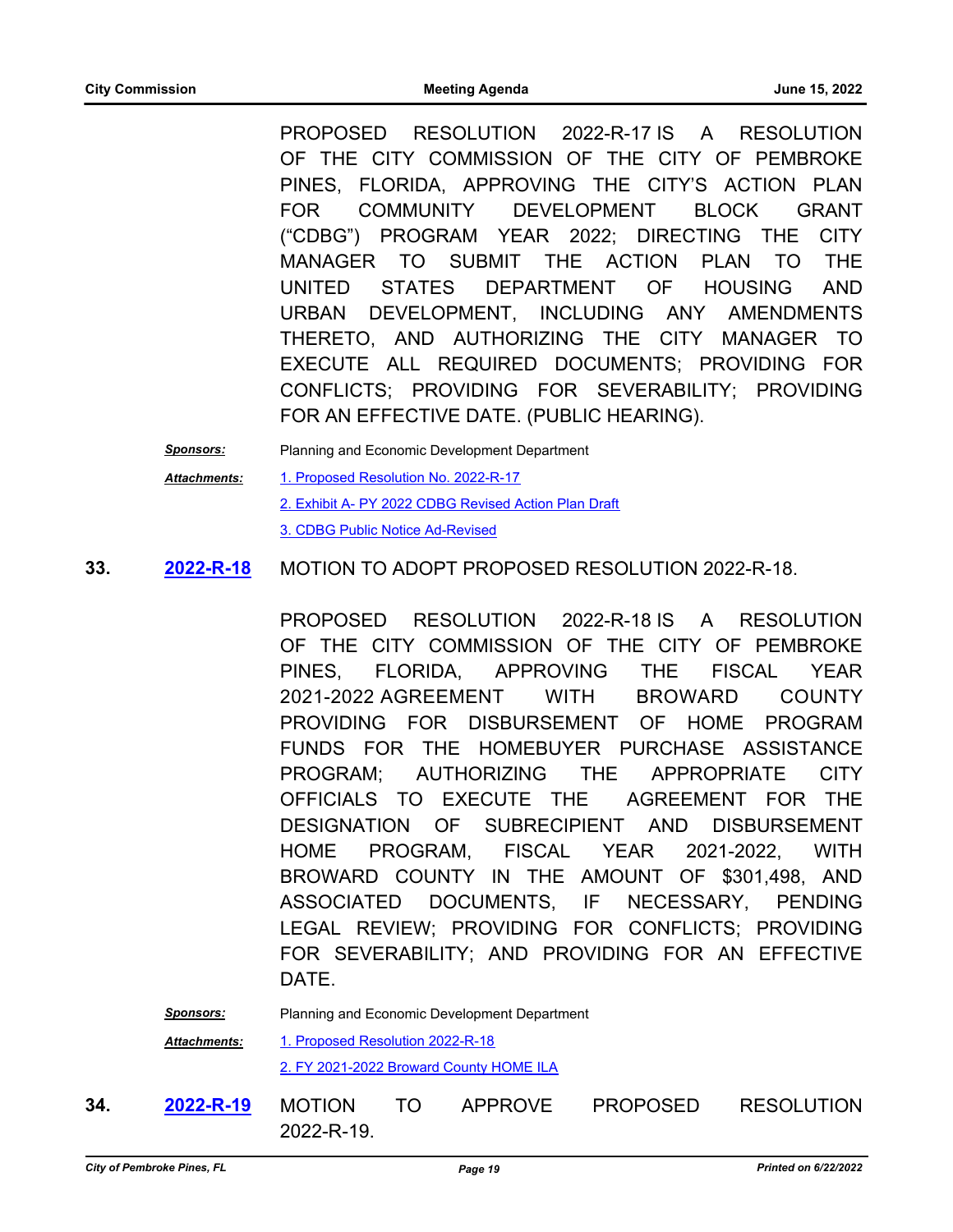PROPOSED RESOLUTION 2022-R-17 IS A RESOLUTION OF THE CITY COMMISSION OF THE CITY OF PEMBROKE PINES, FLORIDA, APPROVING THE CITY'S ACTION PLAN FOR COMMUNITY DEVELOPMENT BLOCK GRANT ("CDBG") PROGRAM YEAR 2022; DIRECTING THE CITY MANAGER TO SUBMIT THE ACTION PLAN TO THE UNITED STATES DEPARTMENT OF HOUSING AND URBAN DEVELOPMENT, INCLUDING ANY AMENDMENTS THERETO, AND AUTHORIZING THE CITY MANAGER TO EXECUTE ALL REQUIRED DOCUMENTS; PROVIDING FOR CONFLICTS; PROVIDING FOR SEVERABILITY; PROVIDING FOR AN EFFECTIVE DATE. (PUBLIC HEARING).

***Sponsors:*** Planning and Economic Development Department

***Attachments:*** 1. Proposed Resolution No. 2022-R-17
2. Exhibit A- PY 2022 CDBG Revised Action Plan Draft
3. CDBG Public Notice Ad-Revised

**33. 2022-R-18** MOTION TO ADOPT PROPOSED RESOLUTION 2022-R-18.

PROPOSED RESOLUTION 2022-R-18 IS A RESOLUTION OF THE CITY COMMISSION OF THE CITY OF PEMBROKE PINES, FLORIDA, APPROVING THE FISCAL YEAR 2021-2022 AGREEMENT WITH BROWARD COUNTY PROVIDING FOR DISBURSEMENT OF HOME PROGRAM FUNDS FOR THE HOMEBUYER PURCHASE ASSISTANCE PROGRAM; AUTHORIZING THE APPROPRIATE CITY OFFICIALS TO EXECUTE THE AGREEMENT FOR THE DESIGNATION OF SUBRECIPIENT AND DISBURSEMENT HOME PROGRAM, FISCAL YEAR 2021-2022, WITH BROWARD COUNTY IN THE AMOUNT OF $301,498, AND ASSOCIATED DOCUMENTS, IF NECESSARY, PENDING LEGAL REVIEW; PROVIDING FOR CONFLICTS; PROVIDING FOR SEVERABILITY; AND PROVIDING FOR AN EFFECTIVE DATE.

***Sponsors:*** Planning and Economic Development Department

***Attachments:*** 1. Proposed Resolution 2022-R-18
2. FY 2021-2022 Broward County HOME ILA

**34. 2022-R-19** MOTION TO APPROVE PROPOSED RESOLUTION 2022-R-19.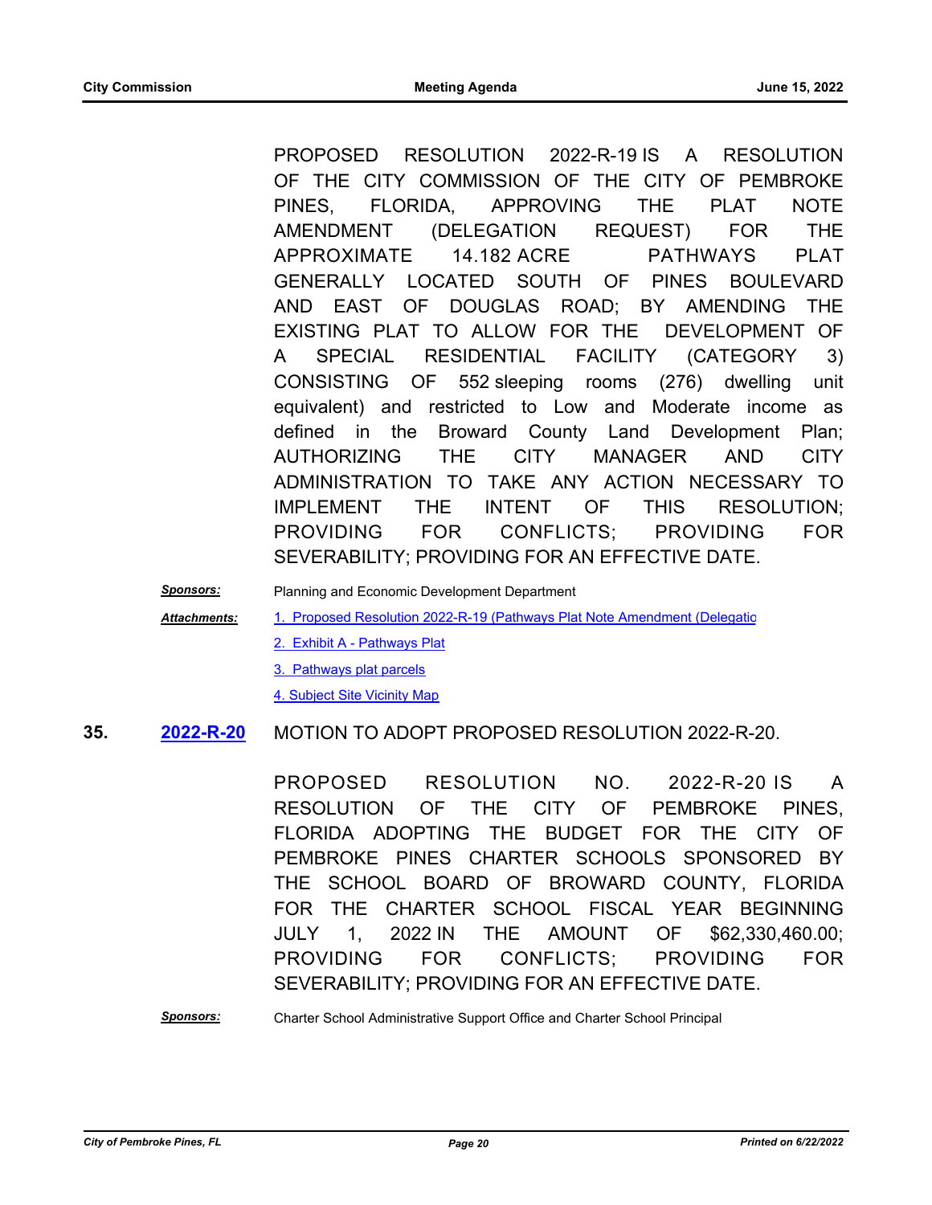PROPOSED RESOLUTION 2022-R-19 IS A RESOLUTION OF THE CITY COMMISSION OF THE CITY OF PEMBROKE PINES, FLORIDA, APPROVING THE PLAT NOTE AMENDMENT (DELEGATION REQUEST) FOR THE APPROXIMATE 14.182 ACRE PATHWAYS PLAT GENERALLY LOCATED SOUTH OF PINES BOULEVARD AND EAST OF DOUGLAS ROAD; BY AMENDING THE EXISTING PLAT TO ALLOW FOR THE DEVELOPMENT OF A SPECIAL RESIDENTIAL FACILITY (CATEGORY 3) CONSISTING OF 552 sleeping rooms (276) dwelling unit equivalent) and restricted to Low and Moderate income as defined in the Broward County Land Development Plan; AUTHORIZING THE CITY MANAGER AND CITY ADMINISTRATION TO TAKE ANY ACTION NECESSARY TO IMPLEMENT THE INTENT OF THIS RESOLUTION; PROVIDING FOR CONFLICTS; PROVIDING FOR SEVERABILITY; PROVIDING FOR AN EFFECTIVE DATE.

***Sponsors:*** Planning and Economic Development Department

***Attachments:***
1. Proposed Resolution 2022-R-19 (Pathways Plat Note Amendment (Delegatio
2. Exhibit A - Pathways Plat
3. Pathways plat parcels
4. Subject Site Vicinity Map

**35. 2022-R-20** MOTION TO ADOPT PROPOSED RESOLUTION 2022-R-20.

PROPOSED RESOLUTION NO. 2022-R-20 IS A RESOLUTION OF THE CITY OF PEMBROKE PINES, FLORIDA ADOPTING THE BUDGET FOR THE CITY OF PEMBROKE PINES CHARTER SCHOOLS SPONSORED BY THE SCHOOL BOARD OF BROWARD COUNTY, FLORIDA FOR THE CHARTER SCHOOL FISCAL YEAR BEGINNING JULY 1, 2022 IN THE AMOUNT OF $62,330,460.00; PROVIDING FOR CONFLICTS; PROVIDING FOR SEVERABILITY; PROVIDING FOR AN EFFECTIVE DATE.

***Sponsors:*** Charter School Administrative Support Office and Charter School Principal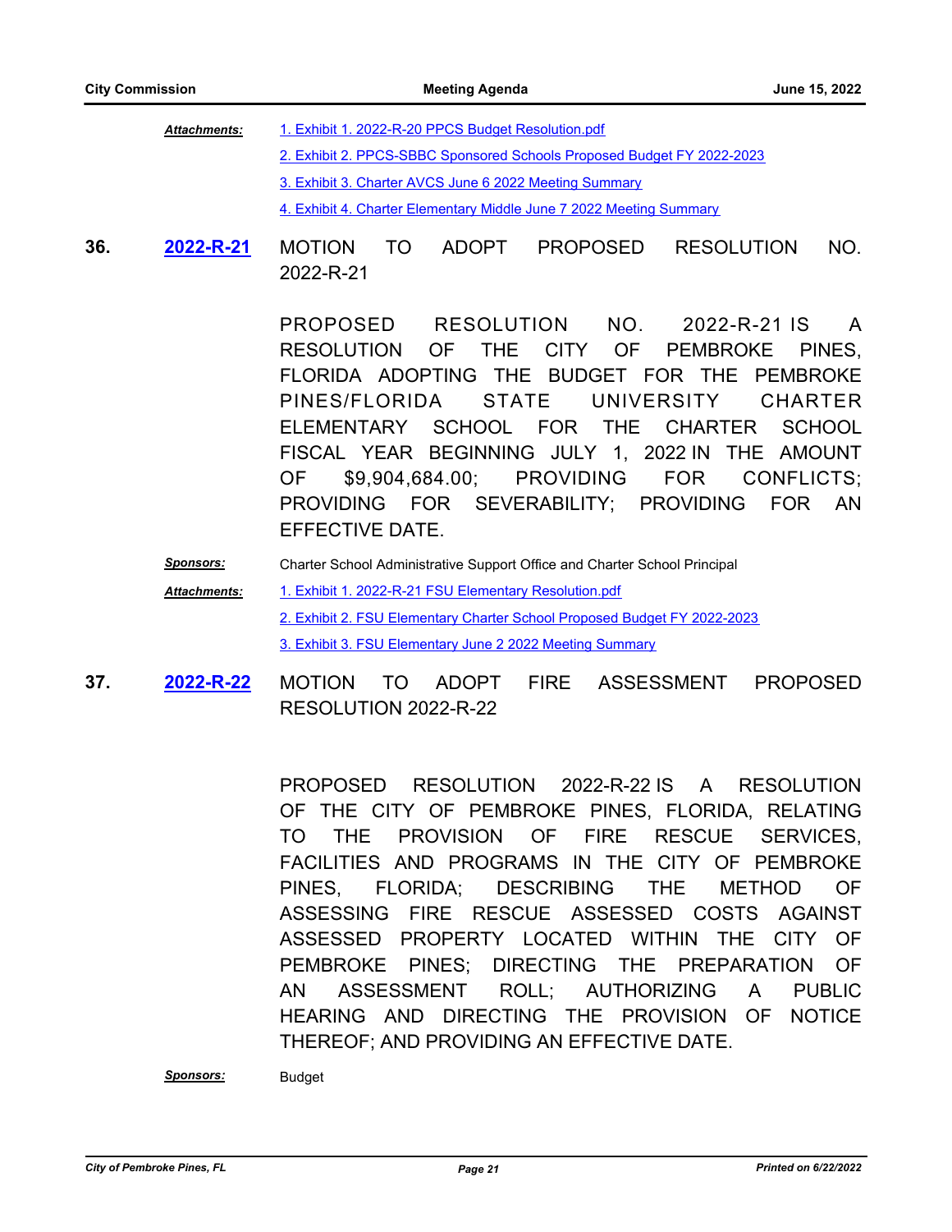***Attachments:*** [1. Exhibit 1. 2022-R-20 PPCS Budget Resolution.pdf]
[2. Exhibit 2. PPCS-SBBC Sponsored Schools Proposed Budget FY 2022-2023]
[3. Exhibit 3. Charter AVCS June 6 2022 Meeting Summary]
[4. Exhibit 4. Charter Elementary Middle June 7 2022 Meeting Summary]

**36.** **2022-R-21** MOTION TO ADOPT PROPOSED RESOLUTION NO. 2022-R-21

PROPOSED RESOLUTION NO. 2022-R-21 IS A RESOLUTION OF THE CITY OF PEMBROKE PINES, FLORIDA ADOPTING THE BUDGET FOR THE PEMBROKE PINES/FLORIDA STATE UNIVERSITY CHARTER ELEMENTARY SCHOOL FOR THE CHARTER SCHOOL FISCAL YEAR BEGINNING JULY 1, 2022 IN THE AMOUNT OF $9,904,684.00; PROVIDING FOR CONFLICTS; PROVIDING FOR SEVERABILITY; PROVIDING FOR AN EFFECTIVE DATE.

***Sponsors:*** Charter School Administrative Support Office and Charter School Principal

***Attachments:*** [1. Exhibit 1. 2022-R-21 FSU Elementary Resolution.pdf]
[2. Exhibit 2. FSU Elementary Charter School Proposed Budget FY 2022-2023]
[3. Exhibit 3. FSU Elementary June 2 2022 Meeting Summary]

**37.** **2022-R-22** MOTION TO ADOPT FIRE ASSESSMENT PROPOSED RESOLUTION 2022-R-22

PROPOSED RESOLUTION 2022-R-22 IS A RESOLUTION OF THE CITY OF PEMBROKE PINES, FLORIDA, RELATING TO THE PROVISION OF FIRE RESCUE SERVICES, FACILITIES AND PROGRAMS IN THE CITY OF PEMBROKE PINES, FLORIDA; DESCRIBING THE METHOD OF ASSESSING FIRE RESCUE ASSESSED COSTS AGAINST ASSESSED PROPERTY LOCATED WITHIN THE CITY OF PEMBROKE PINES; DIRECTING THE PREPARATION OF AN ASSESSMENT ROLL; AUTHORIZING A PUBLIC HEARING AND DIRECTING THE PROVISION OF NOTICE THEREOF; AND PROVIDING AN EFFECTIVE DATE.

***Sponsors:*** Budget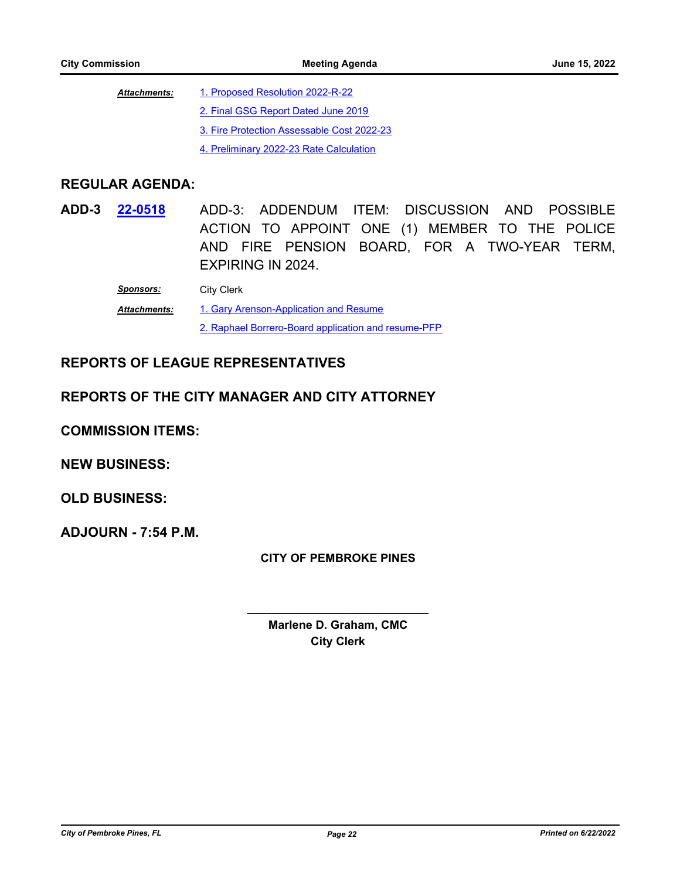***Attachments:*** 1. Proposed Resolution 2022-R-22

2. Final GSG Report Dated June 2019

3. Fire Protection Assessable Cost 2022-23

4. Preliminary 2022-23 Rate Calculation

## REGULAR AGENDA:

**ADD-3** **22-0518** ADD-3: ADDENDUM ITEM: DISCUSSION AND POSSIBLE ACTION TO APPOINT ONE (1) MEMBER TO THE POLICE AND FIRE PENSION BOARD, FOR A TWO-YEAR TERM, EXPIRING IN 2024.

***Sponsors:*** City Clerk

***Attachments:*** 1. Gary Arenson-Application and Resume

2. Raphael Borrero-Board application and resume-PFP

## REPORTS OF LEAGUE REPRESENTATIVES

## REPORTS OF THE CITY MANAGER AND CITY ATTORNEY

## COMMISSION ITEMS:

## NEW BUSINESS:

## OLD BUSINESS:

## ADJOURN - 7:54 P.M.

**CITY OF PEMBROKE PINES**

\_\_\_\_\_\_\_\_\_\_\_\_\_\_\_\_\_\_\_\_\_\_\_\_\_\_\_\_

**Marlene D. Graham, CMC**
**City Clerk**